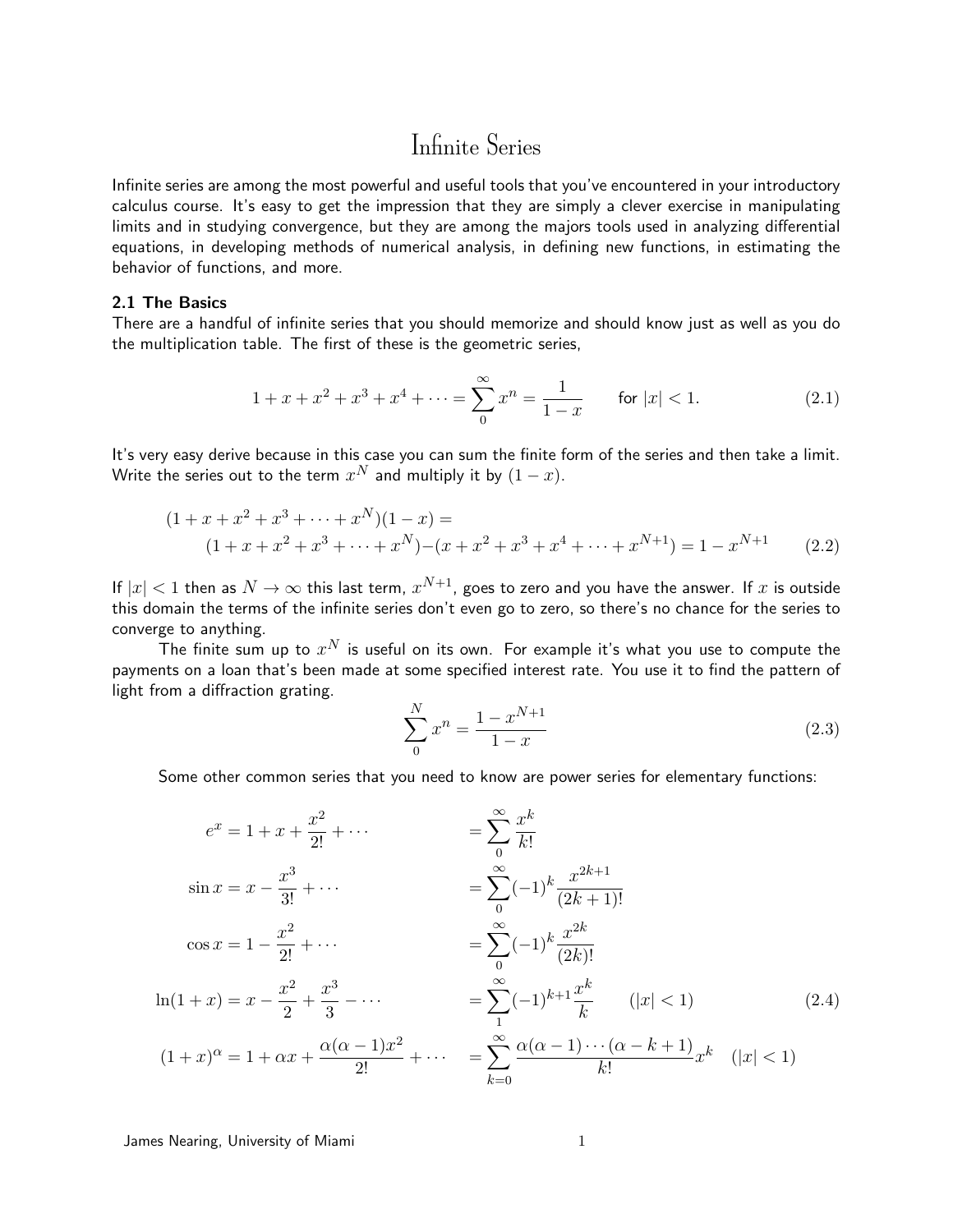# Infinite Series

Infinite series are among the most powerful and useful tools that you've encountered in your introductory calculus course. It's easy to get the impression that they are simply a clever exercise in manipulating limits and in studying convergence, but they are among the majors tools used in analyzing differential equations, in developing methods of numerical analysis, in defining new functions, in estimating the behavior of functions, and more.

### 2.1 The Basics

There are a handful of infinite series that you should memorize and should know just as well as you do the multiplication table. The first of these is the geometric series,

$$1 + x + x^2 + x^3 + x^4 + \cdots = \sum_0^\infty x^n = \frac{1}{1-x} \qquad \text{for } |x| < 1. \tag{2.1}$$

It's very easy derive because in this case you can sum the finite form of the series and then take a limit. Write the series out to the term $x^N$ and multiply it by $(1 - x)$.

$$\begin{aligned}(1 + x + x^2 + x^3 + \cdots + x^N)(1 - x) &= \\ (1 + x + x^2 + x^3 + \cdots + x^N) &- (x + x^2 + x^3 + x^4 + \cdots + x^{N+1}) = 1 - x^{N+1}\end{aligned} \tag{2.2}$$

If $|x| < 1$ then as $N \to \infty$ this last term, $x^{N+1}$, goes to zero and you have the answer. If $x$ is outside this domain the terms of the infinite series don't even go to zero, so there's no chance for the series to converge to anything.

The finite sum up to $x^N$ is useful on its own. For example it's what you use to compute the payments on a loan that's been made at some specified interest rate. You use it to find the pattern of light from a diffraction grating.

$$\sum_0^N x^n = \frac{1 - x^{N+1}}{1 - x} \tag{2.3}$$

Some other common series that you need to know are power series for elementary functions:

$$\begin{aligned}
e^x &= 1 + x + \frac{x^2}{2!} + \cdots &&= \sum_0^\infty \frac{x^k}{k!} \\
\sin x &= x - \frac{x^3}{3!} + \cdots &&= \sum_0^\infty (-1)^k \frac{x^{2k+1}}{(2k+1)!} \\
\cos x &= 1 - \frac{x^2}{2!} + \cdots &&= \sum_0^\infty (-1)^k \frac{x^{2k}}{(2k)!} \\
\ln(1 + x) &= x - \frac{x^2}{2} + \frac{x^3}{3} - \cdots &&= \sum_1^\infty (-1)^{k+1} \frac{x^k}{k} \qquad (|x| < 1) \\
(1 + x)^\alpha &= 1 + \alpha x + \frac{\alpha(\alpha-1)x^2}{2!} + \cdots &&= \sum_{k=0}^\infty \frac{\alpha(\alpha-1)\cdots(\alpha-k+1)}{k!} x^k \quad (|x| < 1)
\end{aligned} \tag{2.4}$$

James Nearing, University of Miami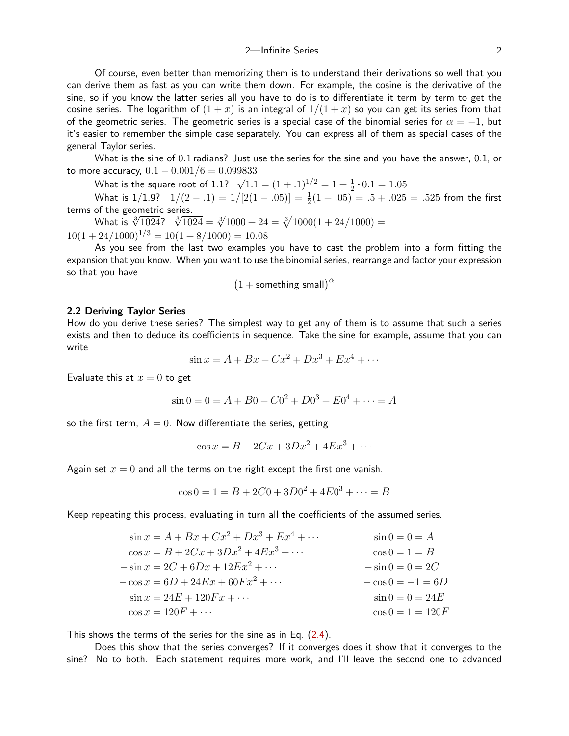Of course, even better than memorizing them is to understand their derivations so well that you can derive them as fast as you can write them down. For example, the cosine is the derivative of the sine, so if you know the latter series all you have to do is to differentiate it term by term to get the cosine series. The logarithm of $(1+x)$ is an integral of $1/(1+x)$ so you can get its series from that of the geometric series. The geometric series is a special case of the binomial series for $\alpha = -1$, but it's easier to remember the simple case separately. You can express all of them as special cases of the general Taylor series.

What is the sine of $0.1$ radians? Just use the series for the sine and you have the answer, 0.1, or to more accuracy, $0.1 - 0.001/6 = 0.099833$

What is the square root of 1.1? $\sqrt{1.1} = (1+.1)^{1/2} = 1 + \frac{1}{2} \cdot 0.1 = 1.05$

What is 1/1.9? $1/(2-.1) = 1/[2(1-.05)] = \frac{1}{2}(1+.05) = .5 + .025 = .525$ from the first terms of the geometric series.

What is $\sqrt[3]{1024}$? $\sqrt[3]{1024} = \sqrt[3]{1000+24} = \sqrt[3]{1000(1+24/1000)} = 10(1+24/1000)^{1/3} = 10(1+8/1000) = 10.08$

As you see from the last two examples you have to cast the problem into a form fitting the expansion that you know. When you want to use the binomial series, rearrange and factor your expression so that you have

$$\big(1 + \text{something small}\big)^{\alpha}$$

### 2.2 Deriving Taylor Series

How do you derive these series? The simplest way to get any of them is to assume that such a series exists and then to deduce its coefficients in sequence. Take the sine for example, assume that you can write

$$\sin x = A + Bx + Cx^2 + Dx^3 + Ex^4 + \cdots$$

Evaluate this at $x = 0$ to get

$$\sin 0 = 0 = A + B0 + C0^2 + D0^3 + E0^4 + \cdots = A$$

so the first term, $A = 0$. Now differentiate the series, getting

$$\cos x = B + 2Cx + 3Dx^2 + 4Ex^3 + \cdots$$

Again set $x = 0$ and all the terms on the right except the first one vanish.

$$\cos 0 = 1 = B + 2C0 + 3D0^2 + 4E0^3 + \cdots = B$$

Keep repeating this process, evaluating in turn all the coefficients of the assumed series.

$$\begin{aligned}
\sin x &= A + Bx + Cx^2 + Dx^3 + Ex^4 + \cdots & \sin 0 &= 0 = A \\
\cos x &= B + 2Cx + 3Dx^2 + 4Ex^3 + \cdots & \cos 0 &= 1 = B \\
-\sin x &= 2C + 6Dx + 12Ex^2 + \cdots & -\sin 0 &= 0 = 2C \\
-\cos x &= 6D + 24Ex + 60Fx^2 + \cdots & -\cos 0 &= -1 = 6D \\
\sin x &= 24E + 120Fx + \cdots & \sin 0 &= 0 = 24E \\
\cos x &= 120F + \cdots & \cos 0 &= 1 = 120F
\end{aligned}$$

This shows the terms of the series for the sine as in Eq. (2.4).

Does this show that the series converges? If it converges does it show that it converges to the sine? No to both. Each statement requires more work, and I'll leave the second one to advanced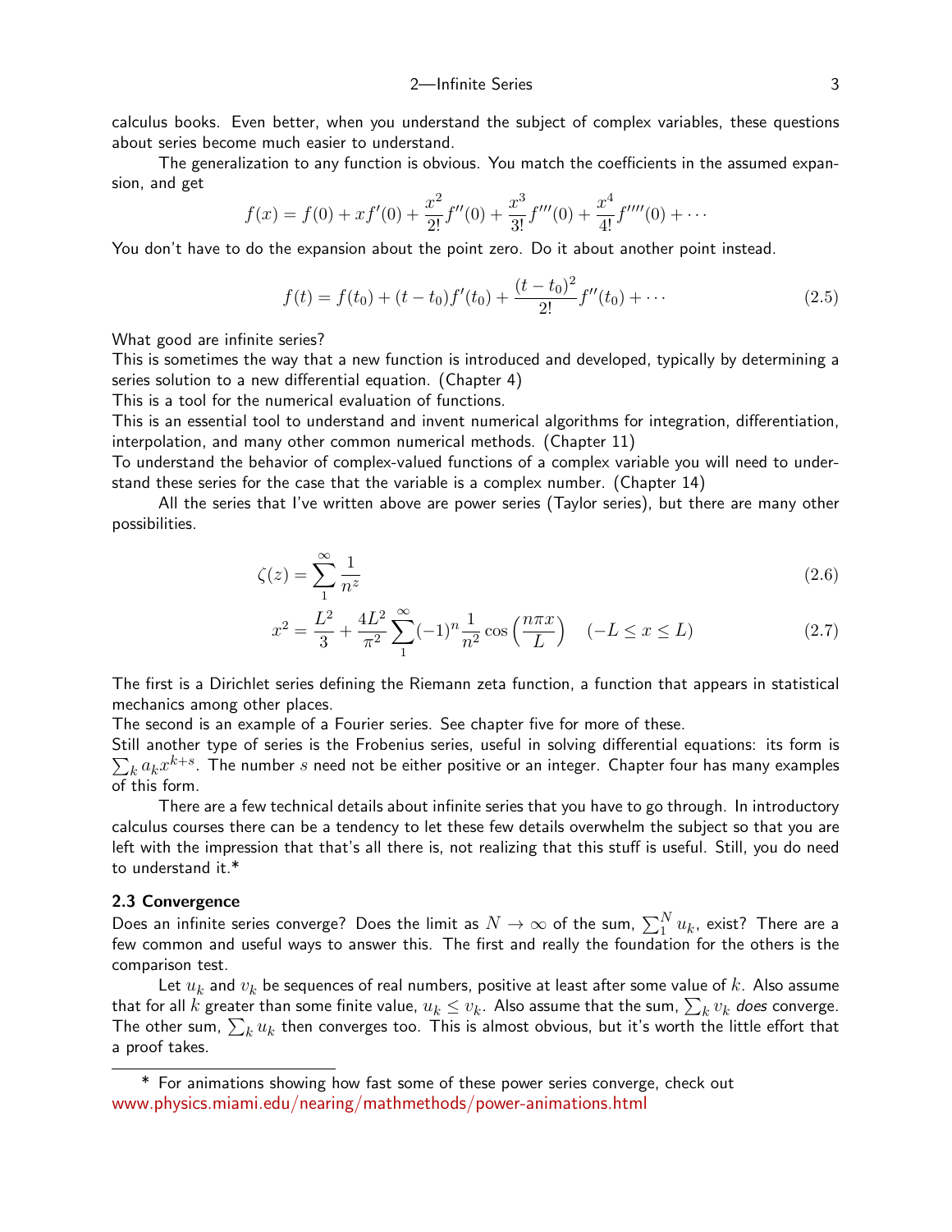calculus books. Even better, when you understand the subject of complex variables, these questions about series become much easier to understand.

The generalization to any function is obvious. You match the coefficients in the assumed expansion, and get

$$f(x) = f(0) + xf'(0) + \frac{x^2}{2!}f''(0) + \frac{x^3}{3!}f'''(0) + \frac{x^4}{4!}f''''(0) + \cdots$$

You don't have to do the expansion about the point zero. Do it about another point instead.

$$f(t) = f(t_0) + (t - t_0)f'(t_0) + \frac{(t - t_0)^2}{2!}f''(t_0) + \cdots \tag{2.5}$$

What good are infinite series?

This is sometimes the way that a new function is introduced and developed, typically by determining a series solution to a new differential equation. (Chapter 4)

This is a tool for the numerical evaluation of functions.

This is an essential tool to understand and invent numerical algorithms for integration, differentiation, interpolation, and many other common numerical methods. (Chapter 11)

To understand the behavior of complex-valued functions of a complex variable you will need to understand these series for the case that the variable is a complex number. (Chapter 14)

All the series that I've written above are power series (Taylor series), but there are many other possibilities.

$$\zeta(z) = \sum_1^\infty \frac{1}{n^z} \tag{2.6}$$

$$x^2 = \frac{L^2}{3} + \frac{4L^2}{\pi^2}\sum_1^\infty (-1)^n \frac{1}{n^2}\cos\left(\frac{n\pi x}{L}\right) \quad (-L \le x \le L) \tag{2.7}$$

The first is a Dirichlet series defining the Riemann zeta function, a function that appears in statistical mechanics among other places.

The second is an example of a Fourier series. See chapter five for more of these.

Still another type of series is the Frobenius series, useful in solving differential equations: its form is $\sum_k a_k x^{k+s}$. The number $s$ need not be either positive or an integer. Chapter four has many examples of this form.

There are a few technical details about infinite series that you have to go through. In introductory calculus courses there can be a tendency to let these few details overwhelm the subject so that you are left with the impression that that's all there is, not realizing that this stuff is useful. Still, you do need to understand it.*

### 2.3 Convergence

Does an infinite series converge? Does the limit as $N \to \infty$ of the sum, $\sum_1^N u_k$, exist? There are a few common and useful ways to answer this. The first and really the foundation for the others is the comparison test.

Let $u_k$ and $v_k$ be sequences of real numbers, positive at least after some value of $k$. Also assume that for all $k$ greater than some finite value, $u_k \le v_k$. Also assume that the sum, $\sum_k v_k$ *does* converge. The other sum, $\sum_k u_k$ then converges too. This is almost obvious, but it's worth the little effort that a proof takes.

---

\* For animations showing how fast some of these power series converge, check out www.physics.miami.edu/nearing/mathmethods/power-animations.html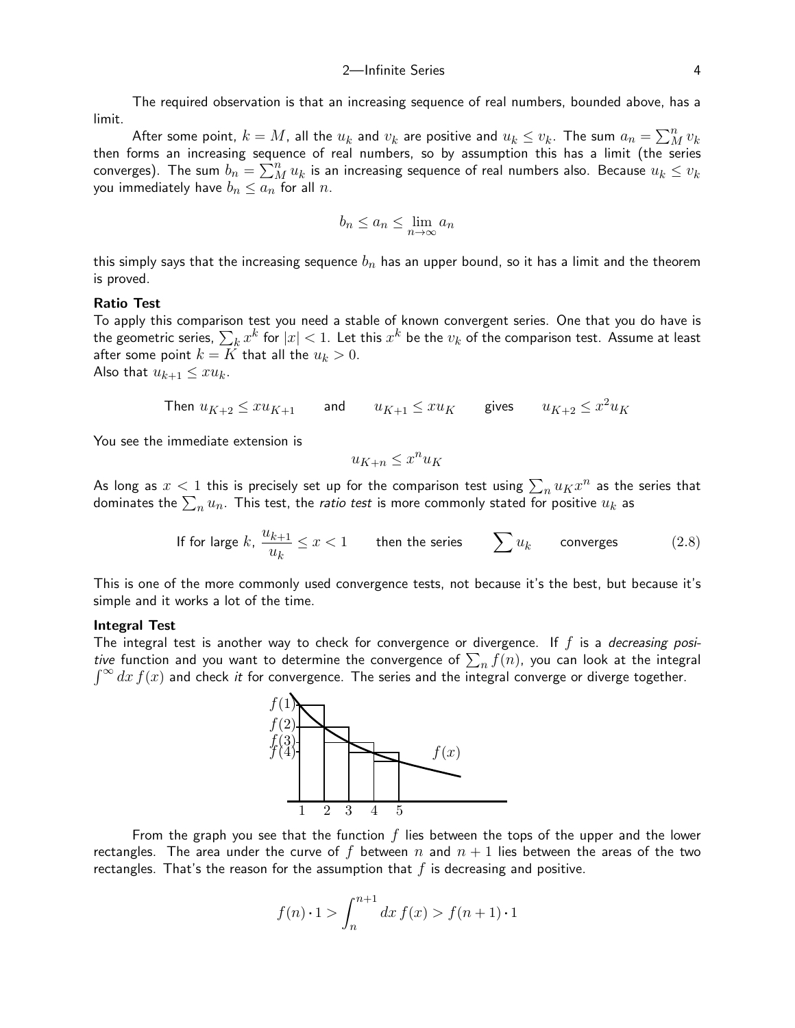The required observation is that an increasing sequence of real numbers, bounded above, has a limit.

After some point, $k = M$, all the $u_k$ and $v_k$ are positive and $u_k \le v_k$. The sum $a_n = \sum_M^n v_k$ then forms an increasing sequence of real numbers, so by assumption this has a limit (the series converges). The sum $b_n = \sum_M^n u_k$ is an increasing sequence of real numbers also. Because $u_k \le v_k$ you immediately have $b_n \le a_n$ for all $n$.

$$b_n \le a_n \le \lim_{n\to\infty} a_n$$

this simply says that the increasing sequence $b_n$ has an upper bound, so it has a limit and the theorem is proved.

**Ratio Test**

To apply this comparison test you need a stable of known convergent series. One that you do have is the geometric series, $\sum_k x^k$ for $|x| < 1$. Let this $x^k$ be the $v_k$ of the comparison test. Assume at least after some point $k = K$ that all the $u_k > 0$.
Also that $u_{k+1} \le x u_k$.

$$\text{Then } u_{K+2} \le x u_{K+1} \qquad \text{and} \qquad u_{K+1} \le x u_K \qquad \text{gives} \qquad u_{K+2} \le x^2 u_K$$

You see the immediate extension is

$$u_{K+n} \le x^n u_K$$

As long as $x < 1$ this is precisely set up for the comparison test using $\sum_n u_K x^n$ as the series that dominates the $\sum_n u_n$. This test, the *ratio test* is more commonly stated for positive $u_k$ as

$$\text{If for large } k,\ \frac{u_{k+1}}{u_k} \le x < 1 \qquad \text{then the series} \qquad \sum u_k \qquad \text{converges} \tag{2.8}$$

This is one of the more commonly used convergence tests, not because it's the best, but because it's simple and it works a lot of the time.

**Integral Test**

The integral test is another way to check for convergence or divergence. If $f$ is a *decreasing positive* function and you want to determine the convergence of $\sum_n f(n)$, you can look at the integral $\int^\infty dx\, f(x)$ and check *it* for convergence. The series and the integral converge or diverge together.

From the graph you see that the function $f$ lies between the tops of the upper and the lower rectangles. The area under the curve of $f$ between $n$ and $n+1$ lies between the areas of the two rectangles. That's the reason for the assumption that $f$ is decreasing and positive.

$$f(n) \cdot 1 > \int_n^{n+1} dx\, f(x) > f(n+1) \cdot 1$$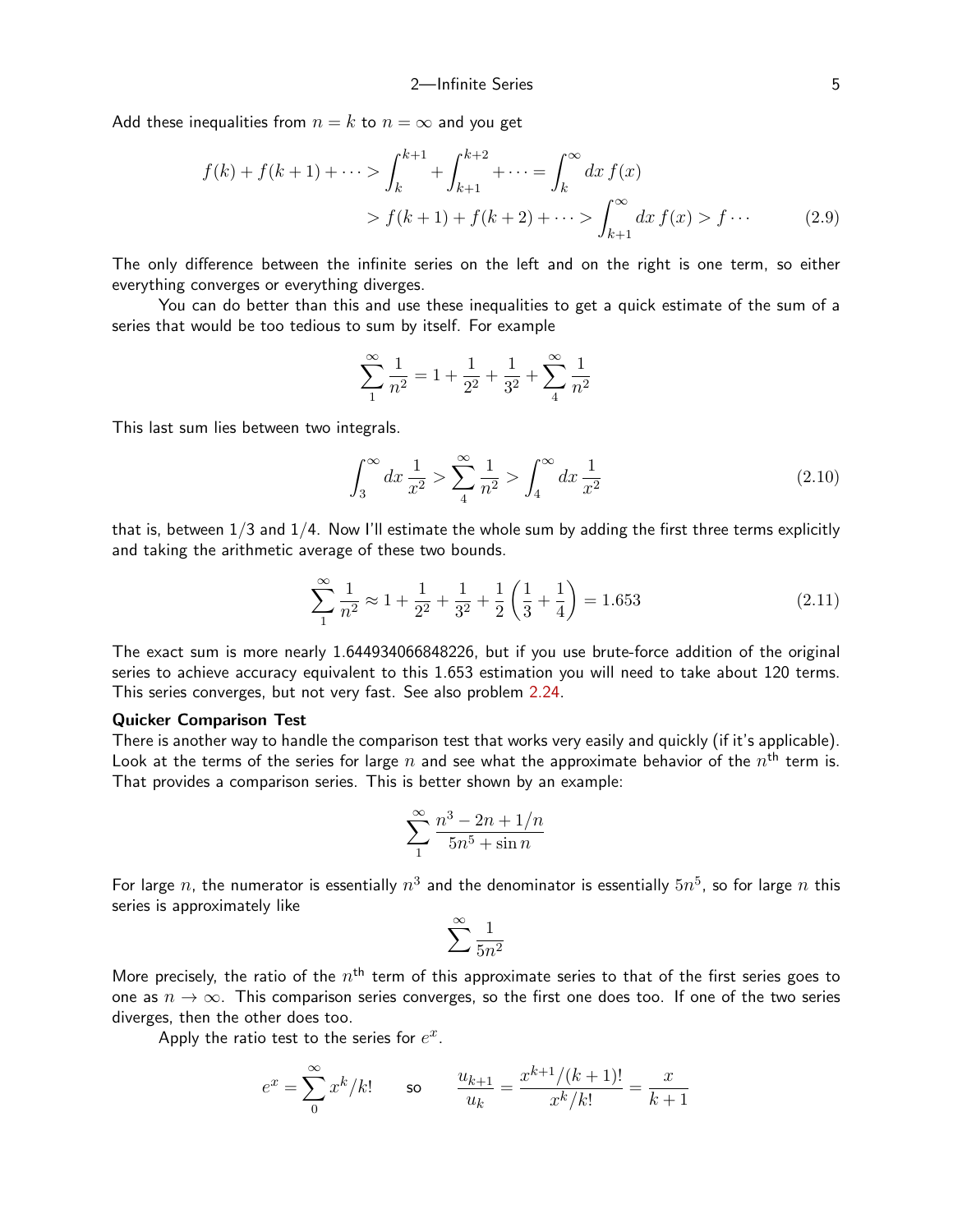Add these inequalities from $n = k$ to $n = \infty$ and you get

$$f(k) + f(k+1) + \cdots > \int_k^{k+1} + \int_{k+1}^{k+2} + \cdots = \int_k^\infty dx\, f(x)$$
$$> f(k+1) + f(k+2) + \cdots > \int_{k+1}^\infty dx\, f(x) > f \cdots \tag{2.9}$$

The only difference between the infinite series on the left and on the right is one term, so either everything converges or everything diverges.

You can do better than this and use these inequalities to get a quick estimate of the sum of a series that would be too tedious to sum by itself. For example

$$\sum_1^\infty \frac{1}{n^2} = 1 + \frac{1}{2^2} + \frac{1}{3^2} + \sum_4^\infty \frac{1}{n^2}$$

This last sum lies between two integrals.

$$\int_3^\infty dx\, \frac{1}{x^2} > \sum_4^\infty \frac{1}{n^2} > \int_4^\infty dx\, \frac{1}{x^2} \tag{2.10}$$

that is, between $1/3$ and $1/4$. Now I'll estimate the whole sum by adding the first three terms explicitly and taking the arithmetic average of these two bounds.

$$\sum_1^\infty \frac{1}{n^2} \approx 1 + \frac{1}{2^2} + \frac{1}{3^2} + \frac{1}{2}\left(\frac{1}{3} + \frac{1}{4}\right) = 1.653 \tag{2.11}$$

The exact sum is more nearly 1.644934066848226, but if you use brute-force addition of the original series to achieve accuracy equivalent to this 1.653 estimation you will need to take about 120 terms. This series converges, but not very fast. See also problem 2.24.

**Quicker Comparison Test**

There is another way to handle the comparison test that works very easily and quickly (if it's applicable). Look at the terms of the series for large $n$ and see what the approximate behavior of the $n^{\text{th}}$ term is. That provides a comparison series. This is better shown by an example:

$$\sum_1^\infty \frac{n^3 - 2n + 1/n}{5n^5 + \sin n}$$

For large $n$, the numerator is essentially $n^3$ and the denominator is essentially $5n^5$, so for large $n$ this series is approximately like

$$\sum^\infty \frac{1}{5n^2}$$

More precisely, the ratio of the $n^{\text{th}}$ term of this approximate series to that of the first series goes to one as $n \to \infty$. This comparison series converges, so the first one does too. If one of the two series diverges, then the other does too.

Apply the ratio test to the series for $e^x$.

$$e^x = \sum_0^\infty x^k/k! \qquad \text{so} \qquad \frac{u_{k+1}}{u_k} = \frac{x^{k+1}/(k+1)!}{x^k/k!} = \frac{x}{k+1}$$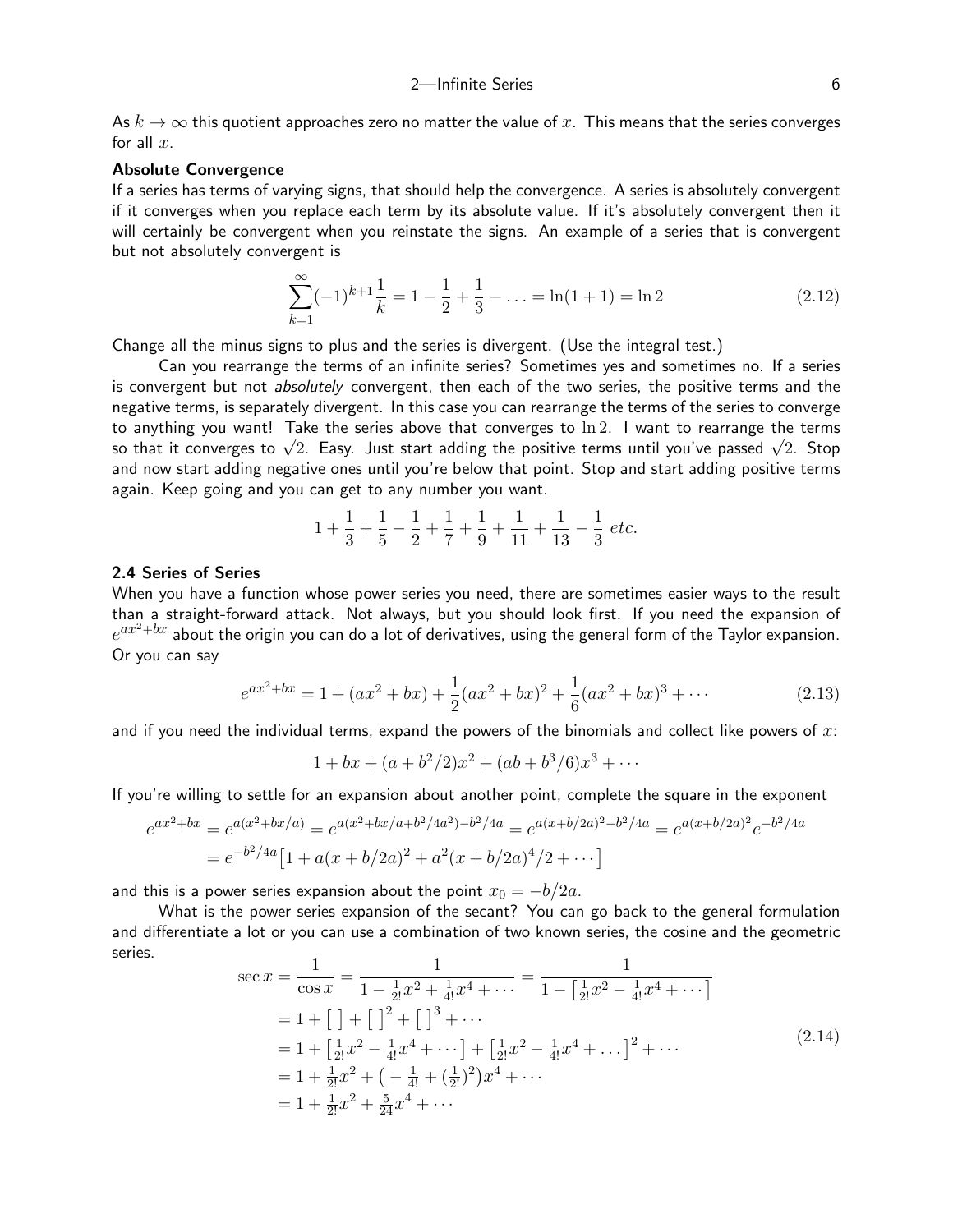As $k \to \infty$ this quotient approaches zero no matter the value of $x$. This means that the series converges for all $x$.

**Absolute Convergence**

If a series has terms of varying signs, that should help the convergence. A series is absolutely convergent if it converges when you replace each term by its absolute value. If it's absolutely convergent then it will certainly be convergent when you reinstate the signs. An example of a series that is convergent but not absolutely convergent is

$$\sum_{k=1}^{\infty}(-1)^{k+1}\frac{1}{k} = 1 - \frac{1}{2} + \frac{1}{3} - \ldots = \ln(1+1) = \ln 2 \tag{2.12}$$

Change all the minus signs to plus and the series is divergent. (Use the integral test.)

Can you rearrange the terms of an infinite series? Sometimes yes and sometimes no. If a series is convergent but not *absolutely* convergent, then each of the two series, the positive terms and the negative terms, is separately divergent. In this case you can rearrange the terms of the series to converge to anything you want! Take the series above that converges to $\ln 2$. I want to rearrange the terms so that it converges to $\sqrt{2}$. Easy. Just start adding the positive terms until you've passed $\sqrt{2}$. Stop and now start adding negative ones until you're below that point. Stop and start adding positive terms again. Keep going and you can get to any number you want.

$$1 + \frac{1}{3} + \frac{1}{5} - \frac{1}{2} + \frac{1}{7} + \frac{1}{9} + \frac{1}{11} + \frac{1}{13} - \frac{1}{3}\ etc.$$

### 2.4 Series of Series

When you have a function whose power series you need, there are sometimes easier ways to the result than a straight-forward attack. Not always, but you should look first. If you need the expansion of $e^{ax^2+bx}$ about the origin you can do a lot of derivatives, using the general form of the Taylor expansion. Or you can say

$$e^{ax^2+bx} = 1 + (ax^2+bx) + \frac{1}{2}(ax^2+bx)^2 + \frac{1}{6}(ax^2+bx)^3 + \cdots \tag{2.13}$$

and if you need the individual terms, expand the powers of the binomials and collect like powers of $x$:

$$1 + bx + (a + b^2/2)x^2 + (ab + b^3/6)x^3 + \cdots$$

If you're willing to settle for an expansion about another point, complete the square in the exponent

$$\begin{aligned}
e^{ax^2+bx} &= e^{a(x^2+bx/a)} = e^{a(x^2+bx/a+b^2/4a^2)-b^2/4a} = e^{a(x+b/2a)^2-b^2/4a} = e^{a(x+b/2a)^2}e^{-b^2/4a} \\
&= e^{-b^2/4a}\big[1 + a(x+b/2a)^2 + a^2(x+b/2a)^4/2 + \cdots\big]
\end{aligned}$$

and this is a power series expansion about the point $x_0 = -b/2a$.

What is the power series expansion of the secant? You can go back to the general formulation and differentiate a lot or you can use a combination of two known series, the cosine and the geometric series.

$$\begin{aligned}
\sec x &= \frac{1}{\cos x} = \frac{1}{1 - \frac{1}{2!}x^2 + \frac{1}{4!}x^4 + \cdots} = \frac{1}{1 - \left[\frac{1}{2!}x^2 - \frac{1}{4!}x^4 + \cdots\right]} \\
&= 1 + \big[\ \big] + \big[\ \big]^2 + \big[\ \big]^3 + \cdots \\
&= 1 + \left[\tfrac{1}{2!}x^2 - \tfrac{1}{4!}x^4 + \cdots\right] + \left[\tfrac{1}{2!}x^2 - \tfrac{1}{4!}x^4 + \ldots\right]^2 + \cdots \\
&= 1 + \tfrac{1}{2!}x^2 + \left(-\tfrac{1}{4!} + (\tfrac{1}{2!})^2\right)x^4 + \cdots \\
&= 1 + \tfrac{1}{2!}x^2 + \tfrac{5}{24}x^4 + \cdots
\end{aligned} \tag{2.14}$$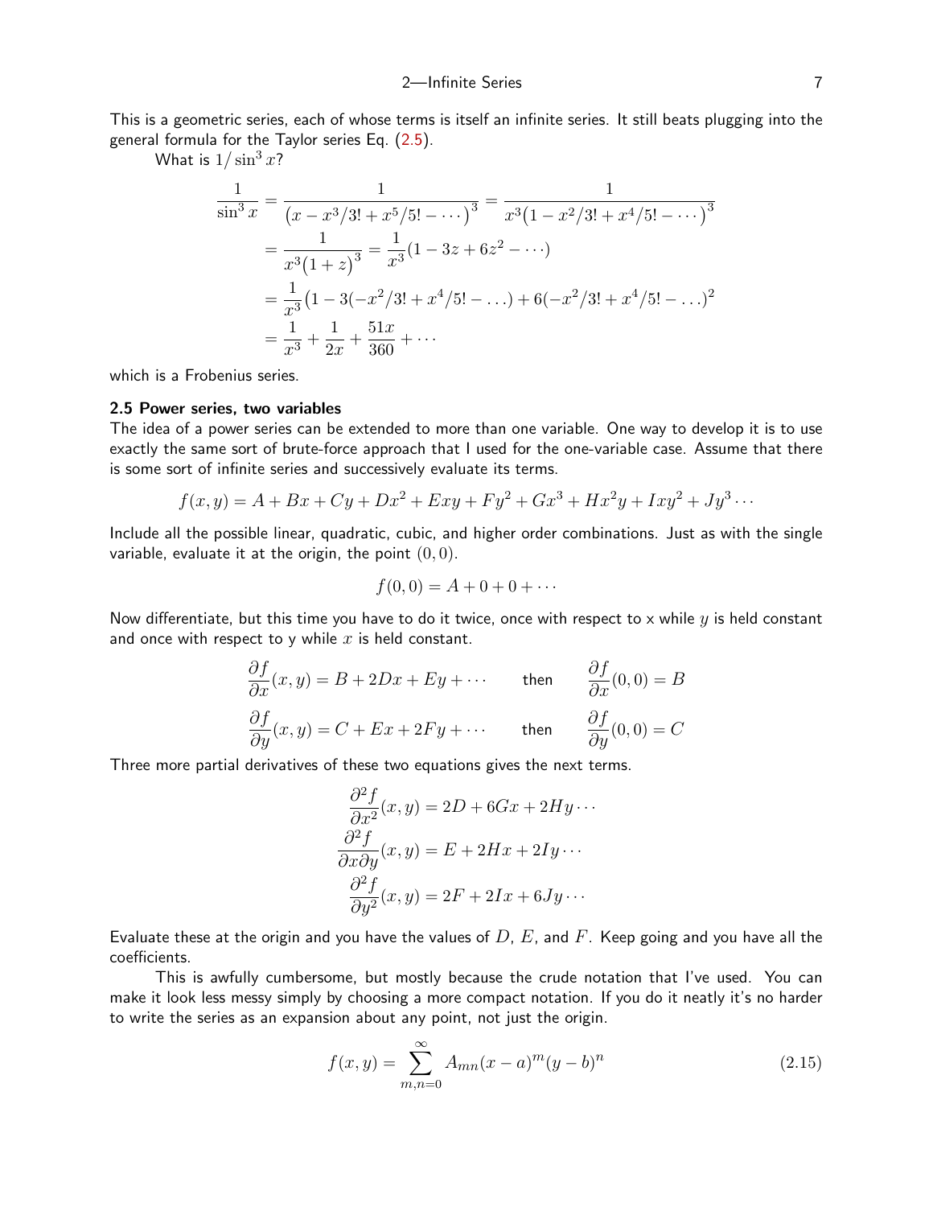This is a geometric series, each of whose terms is itself an infinite series. It still beats plugging into the general formula for the Taylor series Eq. (2.5).

What is $1/\sin^3 x$?

$$
\begin{aligned}
\frac{1}{\sin^3 x} &= \frac{1}{\big(x - x^3/3! + x^5/5! - \cdots\big)^3} = \frac{1}{x^3\big(1 - x^2/3! + x^4/5! - \cdots\big)^3} \\
&= \frac{1}{x^3\big(1+z\big)^3} = \frac{1}{x^3}(1 - 3z + 6z^2 - \cdots) \\
&= \frac{1}{x^3}\big(1 - 3(-x^2/3! + x^4/5! - \ldots) + 6(-x^2/3! + x^4/5! - \ldots)^2 \\
&= \frac{1}{x^3} + \frac{1}{2x} + \frac{51x}{360} + \cdots
\end{aligned}
$$

which is a Frobenius series.

### 2.5 Power series, two variables

The idea of a power series can be extended to more than one variable. One way to develop it is to use exactly the same sort of brute-force approach that I used for the one-variable case. Assume that there is some sort of infinite series and successively evaluate its terms.

$$
f(x,y) = A + Bx + Cy + Dx^2 + Exy + Fy^2 + Gx^3 + Hx^2y + Ixy^2 + Jy^3 \cdots
$$

Include all the possible linear, quadratic, cubic, and higher order combinations. Just as with the single variable, evaluate it at the origin, the point $(0,0)$.

$$
f(0,0) = A + 0 + 0 + \cdots
$$

Now differentiate, but this time you have to do it twice, once with respect to x while $y$ is held constant and once with respect to y while $x$ is held constant.

$$
\frac{\partial f}{\partial x}(x,y) = B + 2Dx + Ey + \cdots \qquad \text{then} \qquad \frac{\partial f}{\partial x}(0,0) = B
$$

$$
\frac{\partial f}{\partial y}(x,y) = C + Ex + 2Fy + \cdots \qquad \text{then} \qquad \frac{\partial f}{\partial y}(0,0) = C
$$

Three more partial derivatives of these two equations gives the next terms.

$$
\begin{aligned}
\frac{\partial^2 f}{\partial x^2}(x,y) &= 2D + 6Gx + 2Hy \cdots \\
\frac{\partial^2 f}{\partial x \partial y}(x,y) &= E + 2Hx + 2Iy \cdots \\
\frac{\partial^2 f}{\partial y^2}(x,y) &= 2F + 2Ix + 6Jy \cdots
\end{aligned}
$$

Evaluate these at the origin and you have the values of $D$, $E$, and $F$. Keep going and you have all the coefficients.

This is awfully cumbersome, but mostly because the crude notation that I've used. You can make it look less messy simply by choosing a more compact notation. If you do it neatly it's no harder to write the series as an expansion about any point, not just the origin.

$$
f(x,y) = \sum_{m,n=0}^{\infty} A_{mn}(x-a)^m(y-b)^n \tag{2.15}
$$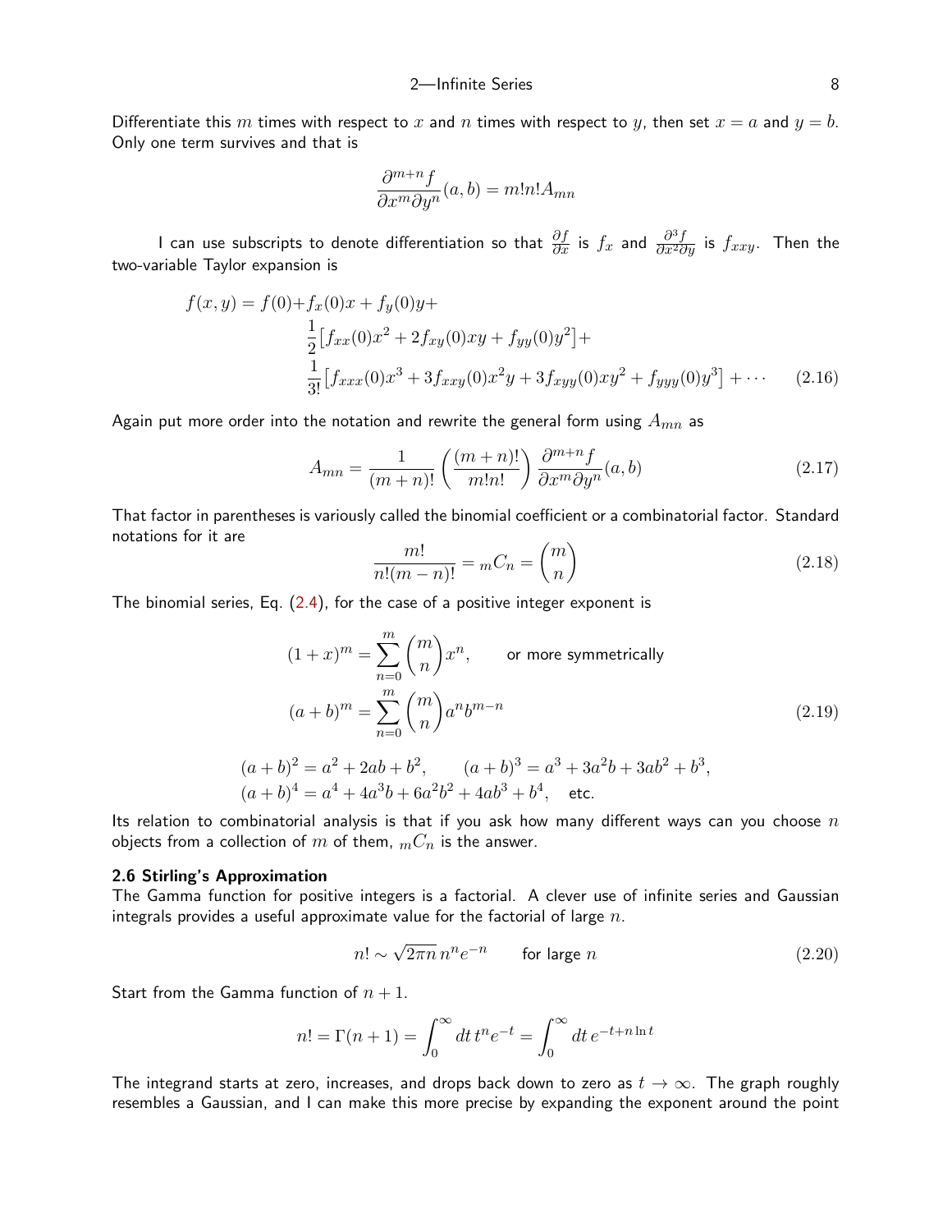Differentiate this $m$ times with respect to $x$ and $n$ times with respect to $y$, then set $x = a$ and $y = b$. Only one term survives and that is

$$\frac{\partial^{m+n} f}{\partial x^m \partial y^n}(a, b) = m!n!A_{mn}$$

I can use subscripts to denote differentiation so that $\frac{\partial f}{\partial x}$ is $f_x$ and $\frac{\partial^3 f}{\partial x^2 \partial y}$ is $f_{xxy}$. Then the two-variable Taylor expansion is

$$\begin{aligned} f(x, y) = f(0) + & f_x(0)x + f_y(0)y + \\ & \frac{1}{2}\left[f_{xx}(0)x^2 + 2f_{xy}(0)xy + f_{yy}(0)y^2\right] + \\ & \frac{1}{3!}\left[f_{xxx}(0)x^3 + 3f_{xxy}(0)x^2y + 3f_{xyy}(0)xy^2 + f_{yyy}(0)y^3\right] + \cdots \end{aligned} \tag{2.16}$$

Again put more order into the notation and rewrite the general form using $A_{mn}$ as

$$A_{mn} = \frac{1}{(m+n)!}\left(\frac{(m+n)!}{m!n!}\right)\frac{\partial^{m+n} f}{\partial x^m \partial y^n}(a, b) \tag{2.17}$$

That factor in parentheses is variously called the binomial coefficient or a combinatorial factor. Standard notations for it are

$$\frac{m!}{n!(m-n)!} = {}_mC_n = \binom{m}{n} \tag{2.18}$$

The binomial series, Eq. (2.4), for the case of a positive integer exponent is

$$\begin{aligned} (1+x)^m &= \sum_{n=0}^{m} \binom{m}{n} x^n, \qquad \text{or more symmetrically} \\ (a+b)^m &= \sum_{n=0}^{m} \binom{m}{n} a^n b^{m-n} \end{aligned} \tag{2.19}$$

$$\begin{aligned} &(a+b)^2 = a^2 + 2ab + b^2, \qquad (a+b)^3 = a^3 + 3a^2b + 3ab^2 + b^3, \\ &(a+b)^4 = a^4 + 4a^3b + 6a^2b^2 + 4ab^3 + b^4, \quad \text{etc.} \end{aligned}$$

Its relation to combinatorial analysis is that if you ask how many different ways can you choose $n$ objects from a collection of $m$ of them, ${}_mC_n$ is the answer.

### 2.6 Stirling's Approximation

The Gamma function for positive integers is a factorial. A clever use of infinite series and Gaussian integrals provides a useful approximate value for the factorial of large $n$.

$$n! \sim \sqrt{2\pi n}\, n^n e^{-n} \qquad \text{for large } n \tag{2.20}$$

Start from the Gamma function of $n+1$.

$$n! = \Gamma(n+1) = \int_0^\infty dt\, t^n e^{-t} = \int_0^\infty dt\, e^{-t + n\ln t}$$

The integrand starts at zero, increases, and drops back down to zero as $t \to \infty$. The graph roughly resembles a Gaussian, and I can make this more precise by expanding the exponent around the point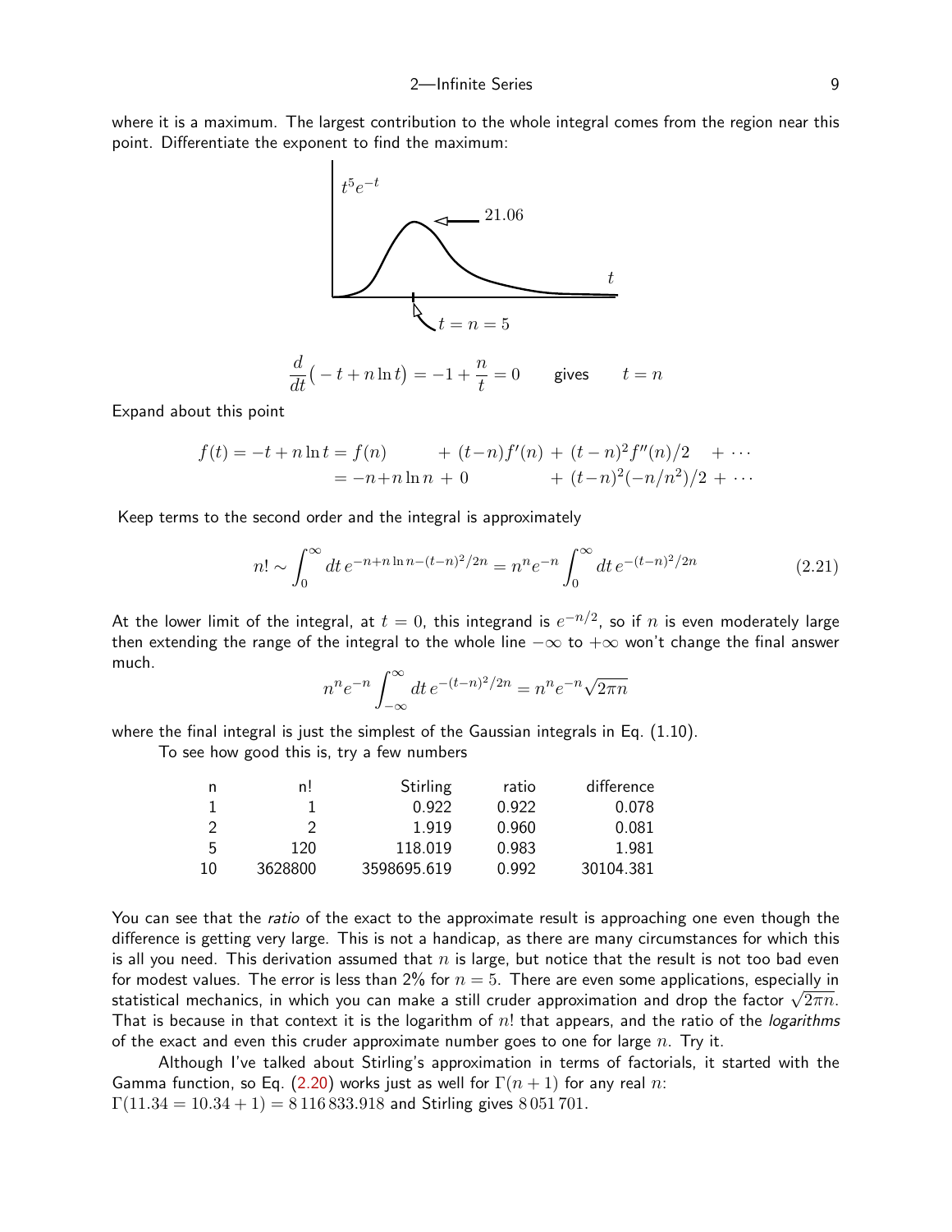where it is a maximum. The largest contribution to the whole integral comes from the region near this point. Differentiate the exponent to find the maximum:

$$\frac{d}{dt}\big(-t + n\ln t\big) = -1 + \frac{n}{t} = 0 \qquad \text{gives} \qquad t = n$$

Expand about this point

$$\begin{aligned} f(t) = -t + n\ln t &= f(n) \qquad + (t-n)f'(n) + (t-n)^2 f''(n)/2 \quad + \cdots \\ &= -n + n\ln n + 0 \qquad\quad + (t-n)^2(-n/n^2)/2 + \cdots \end{aligned}$$

Keep terms to the second order and the integral is approximately

$$n! \sim \int_0^\infty dt\, e^{-n+n\ln n-(t-n)^2/2n} = n^n e^{-n}\int_0^\infty dt\, e^{-(t-n)^2/2n} \tag{2.21}$$

At the lower limit of the integral, at $t = 0$, this integrand is $e^{-n/2}$, so if $n$ is even moderately large then extending the range of the integral to the whole line $-\infty$ to $+\infty$ won't change the final answer much.

$$n^n e^{-n}\int_{-\infty}^\infty dt\, e^{-(t-n)^2/2n} = n^n e^{-n}\sqrt{2\pi n}$$

where the final integral is just the simplest of the Gaussian integrals in Eq. (1.10).

To see how good this is, try a few numbers

| n | n! | Stirling | ratio | difference |
|---|---|---|---|---|
| 1 | 1 | 0.922 | 0.922 | 0.078 |
| 2 | 2 | 1.919 | 0.960 | 0.081 |
| 5 | 120 | 118.019 | 0.983 | 1.981 |
| 10 | 3628800 | 3598695.619 | 0.992 | 30104.381 |

You can see that the *ratio* of the exact to the approximate result is approaching one even though the difference is getting very large. This is not a handicap, as there are many circumstances for which this is all you need. This derivation assumed that $n$ is large, but notice that the result is not too bad even for modest values. The error is less than 2% for $n = 5$. There are even some applications, especially in statistical mechanics, in which you can make a still cruder approximation and drop the factor $\sqrt{2\pi n}$. That is because in that context it is the logarithm of $n!$ that appears, and the ratio of the *logarithms* of the exact and even this cruder approximate number goes to one for large $n$. Try it.

Although I've talked about Stirling's approximation in terms of factorials, it started with the Gamma function, so Eq. (2.20) works just as well for $\Gamma(n+1)$ for any real $n$:
$\Gamma(11.34 = 10.34 + 1) = 8\,116\,833.918$ and Stirling gives $8\,051\,701$.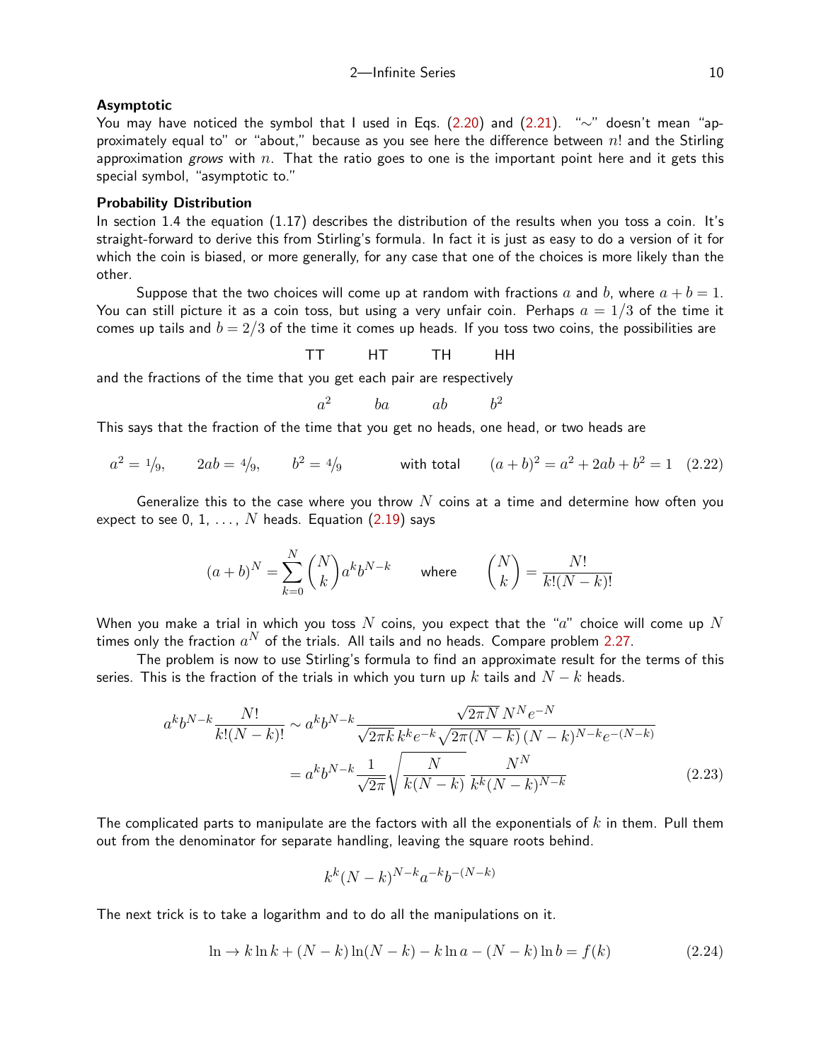### Asymptotic

You may have noticed the symbol that I used in Eqs. (2.20) and (2.21). "$\sim$" doesn't mean "approximately equal to" or "about," because as you see here the difference between $n!$ and the Stirling approximation *grows* with $n$. That the ratio goes to one is the important point here and it gets this special symbol, "asymptotic to."

### Probability Distribution

In section 1.4 the equation (1.17) describes the distribution of the results when you toss a coin. It's straight-forward to derive this from Stirling's formula. In fact it is just as easy to do a version of it for which the coin is biased, or more generally, for any case that one of the choices is more likely than the other.

Suppose that the two choices will come up at random with fractions $a$ and $b$, where $a + b = 1$. You can still picture it as a coin toss, but using a very unfair coin. Perhaps $a = 1/3$ of the time it comes up tails and $b = 2/3$ of the time it comes up heads. If you toss two coins, the possibilities are

$$\text{TT} \qquad \text{HT} \qquad \text{TH} \qquad \text{HH}$$

and the fractions of the time that you get each pair are respectively

$$a^2 \qquad ba \qquad ab \qquad b^2$$

This says that the fraction of the time that you get no heads, one head, or two heads are

$$a^2 = 1/9, \qquad 2ab = 4/9, \qquad b^2 = 4/9 \qquad\qquad \text{with total} \qquad (a+b)^2 = a^2 + 2ab + b^2 = 1 \tag{2.22}$$

Generalize this to the case where you throw $N$ coins at a time and determine how often you expect to see 0, 1, ..., $N$ heads. Equation (2.19) says

$$(a+b)^N = \sum_{k=0}^{N} \binom{N}{k} a^k b^{N-k} \qquad \text{where} \qquad \binom{N}{k} = \frac{N!}{k!(N-k)!}$$

When you make a trial in which you toss $N$ coins, you expect that the "$a$" choice will come up $N$ times only the fraction $a^N$ of the trials. All tails and no heads. Compare problem 2.27.

The problem is now to use Stirling's formula to find an approximate result for the terms of this series. This is the fraction of the trials in which you turn up $k$ tails and $N - k$ heads.

$$\begin{aligned}
a^k b^{N-k} \frac{N!}{k!(N-k)!} &\sim a^k b^{N-k} \frac{\sqrt{2\pi N}\, N^N e^{-N}}{\sqrt{2\pi k}\, k^k e^{-k} \sqrt{2\pi(N-k)}\, (N-k)^{N-k} e^{-(N-k)}} \\
&= a^k b^{N-k} \frac{1}{\sqrt{2\pi}} \sqrt{\frac{N}{k(N-k)}}\, \frac{N^N}{k^k (N-k)^{N-k}}
\end{aligned} \tag{2.23}$$

The complicated parts to manipulate are the factors with all the exponentials of $k$ in them. Pull them out from the denominator for separate handling, leaving the square roots behind.

$$k^k (N-k)^{N-k} a^{-k} b^{-(N-k)}$$

The next trick is to take a logarithm and to do all the manipulations on it.

$$\ln \to k \ln k + (N-k)\ln(N-k) - k \ln a - (N-k)\ln b = f(k) \tag{2.24}$$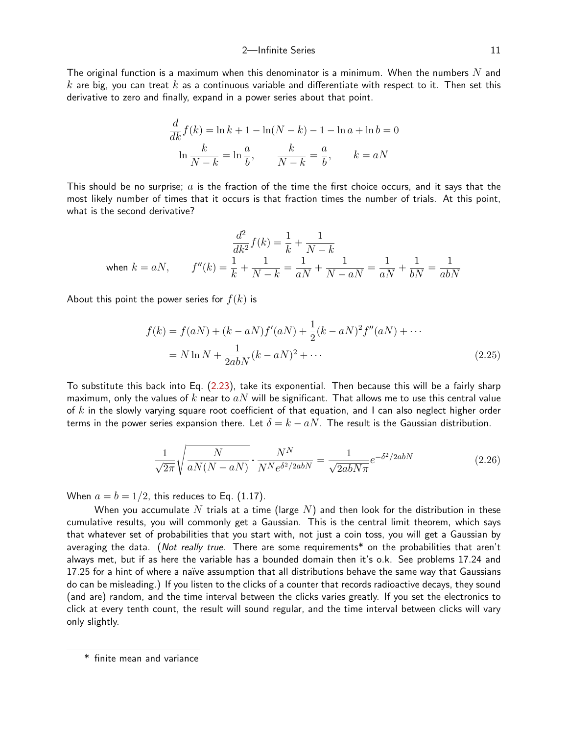The original function is a maximum when this denominator is a minimum. When the numbers $N$ and $k$ are big, you can treat $k$ as a continuous variable and differentiate with respect to it. Then set this derivative to zero and finally, expand in a power series about that point.

$$\frac{d}{dk}f(k) = \ln k + 1 - \ln(N-k) - 1 - \ln a + \ln b = 0$$
$$\ln\frac{k}{N-k} = \ln\frac{a}{b}, \qquad \frac{k}{N-k} = \frac{a}{b}, \qquad k = aN$$

This should be no surprise; $a$ is the fraction of the time the first choice occurs, and it says that the most likely number of times that it occurs is that fraction times the number of trials. At this point, what is the second derivative?

$$\frac{d^2}{dk^2}f(k) = \frac{1}{k} + \frac{1}{N-k}$$
$$\text{when } k = aN, \qquad f''(k) = \frac{1}{k} + \frac{1}{N-k} = \frac{1}{aN} + \frac{1}{N-aN} = \frac{1}{aN} + \frac{1}{bN} = \frac{1}{abN}$$

About this point the power series for $f(k)$ is

$$\begin{aligned} f(k) &= f(aN) + (k-aN)f'(aN) + \frac{1}{2}(k-aN)^2 f''(aN) + \cdots \\ &= N\ln N + \frac{1}{2abN}(k-aN)^2 + \cdots \end{aligned} \tag{2.25}$$

To substitute this back into Eq. (2.23), take its exponential. Then because this will be a fairly sharp maximum, only the values of $k$ near to $aN$ will be significant. That allows me to use this central value of $k$ in the slowly varying square root coefficient of that equation, and I can also neglect higher order terms in the power series expansion there. Let $\delta = k - aN$. The result is the Gaussian distribution.

$$\frac{1}{\sqrt{2\pi}}\sqrt{\frac{N}{aN(N-aN)}}\cdot\frac{N^N}{N^N e^{\delta^2/2abN}} = \frac{1}{\sqrt{2abN\pi}}e^{-\delta^2/2abN} \tag{2.26}$$

When $a = b = 1/2$, this reduces to Eq. (1.17).

When you accumulate $N$ trials at a time (large $N$) and then look for the distribution in these cumulative results, you will commonly get a Gaussian. This is the central limit theorem, which says that whatever set of probabilities that you start with, not just a coin toss, you will get a Gaussian by averaging the data. (*Not really true.* There are some requirements* on the probabilities that aren't always met, but if as here the variable has a bounded domain then it's o.k. See problems 17.24 and 17.25 for a hint of where a naïve assumption that all distributions behave the same way that Gaussians do can be misleading.) If you listen to the clicks of a counter that records radioactive decays, they sound (and are) random, and the time interval between the clicks varies greatly. If you set the electronics to click at every tenth count, the result will sound regular, and the time interval between clicks will vary only slightly.

---

\* finite mean and variance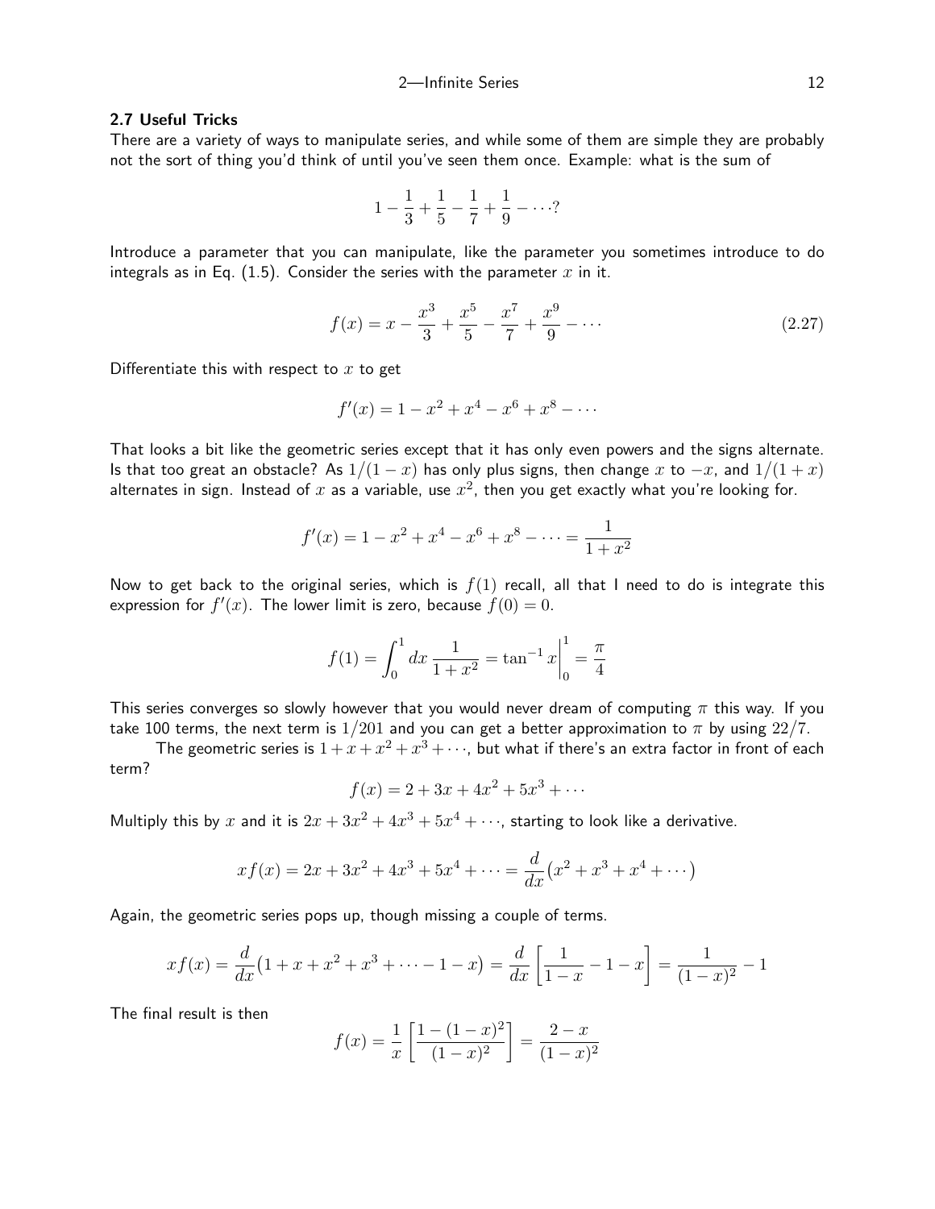### 2.7 Useful Tricks

There are a variety of ways to manipulate series, and while some of them are simple they are probably not the sort of thing you'd think of until you've seen them once. Example: what is the sum of

$$1 - \frac{1}{3} + \frac{1}{5} - \frac{1}{7} + \frac{1}{9} - \cdots ?$$

Introduce a parameter that you can manipulate, like the parameter you sometimes introduce to do integrals as in Eq. (1.5). Consider the series with the parameter $x$ in it.

$$f(x) = x - \frac{x^3}{3} + \frac{x^5}{5} - \frac{x^7}{7} + \frac{x^9}{9} - \cdots \tag{2.27}$$

Differentiate this with respect to $x$ to get

$$f'(x) = 1 - x^2 + x^4 - x^6 + x^8 - \cdots$$

That looks a bit like the geometric series except that it has only even powers and the signs alternate. Is that too great an obstacle? As $1/(1-x)$ has only plus signs, then change $x$ to $-x$, and $1/(1+x)$ alternates in sign. Instead of $x$ as a variable, use $x^2$, then you get exactly what you're looking for.

$$f'(x) = 1 - x^2 + x^4 - x^6 + x^8 - \cdots = \frac{1}{1+x^2}$$

Now to get back to the original series, which is $f(1)$ recall, all that I need to do is integrate this expression for $f'(x)$. The lower limit is zero, because $f(0) = 0$.

$$f(1) = \int_0^1 dx\, \frac{1}{1+x^2} = \tan^{-1} x \bigg|_0^1 = \frac{\pi}{4}$$

This series converges so slowly however that you would never dream of computing $\pi$ this way. If you take 100 terms, the next term is $1/201$ and you can get a better approximation to $\pi$ by using $22/7$.

The geometric series is $1 + x + x^2 + x^3 + \cdots$, but what if there's an extra factor in front of each term?

$$f(x) = 2 + 3x + 4x^2 + 5x^3 + \cdots$$

Multiply this by $x$ and it is $2x + 3x^2 + 4x^3 + 5x^4 + \cdots$, starting to look like a derivative.

$$xf(x) = 2x + 3x^2 + 4x^3 + 5x^4 + \cdots = \frac{d}{dx}\big(x^2 + x^3 + x^4 + \cdots\big)$$

Again, the geometric series pops up, though missing a couple of terms.

$$xf(x) = \frac{d}{dx}\big(1 + x + x^2 + x^3 + \cdots - 1 - x\big) = \frac{d}{dx}\left[\frac{1}{1-x} - 1 - x\right] = \frac{1}{(1-x)^2} - 1$$

The final result is then

$$f(x) = \frac{1}{x}\left[\frac{1-(1-x)^2}{(1-x)^2}\right] = \frac{2-x}{(1-x)^2}$$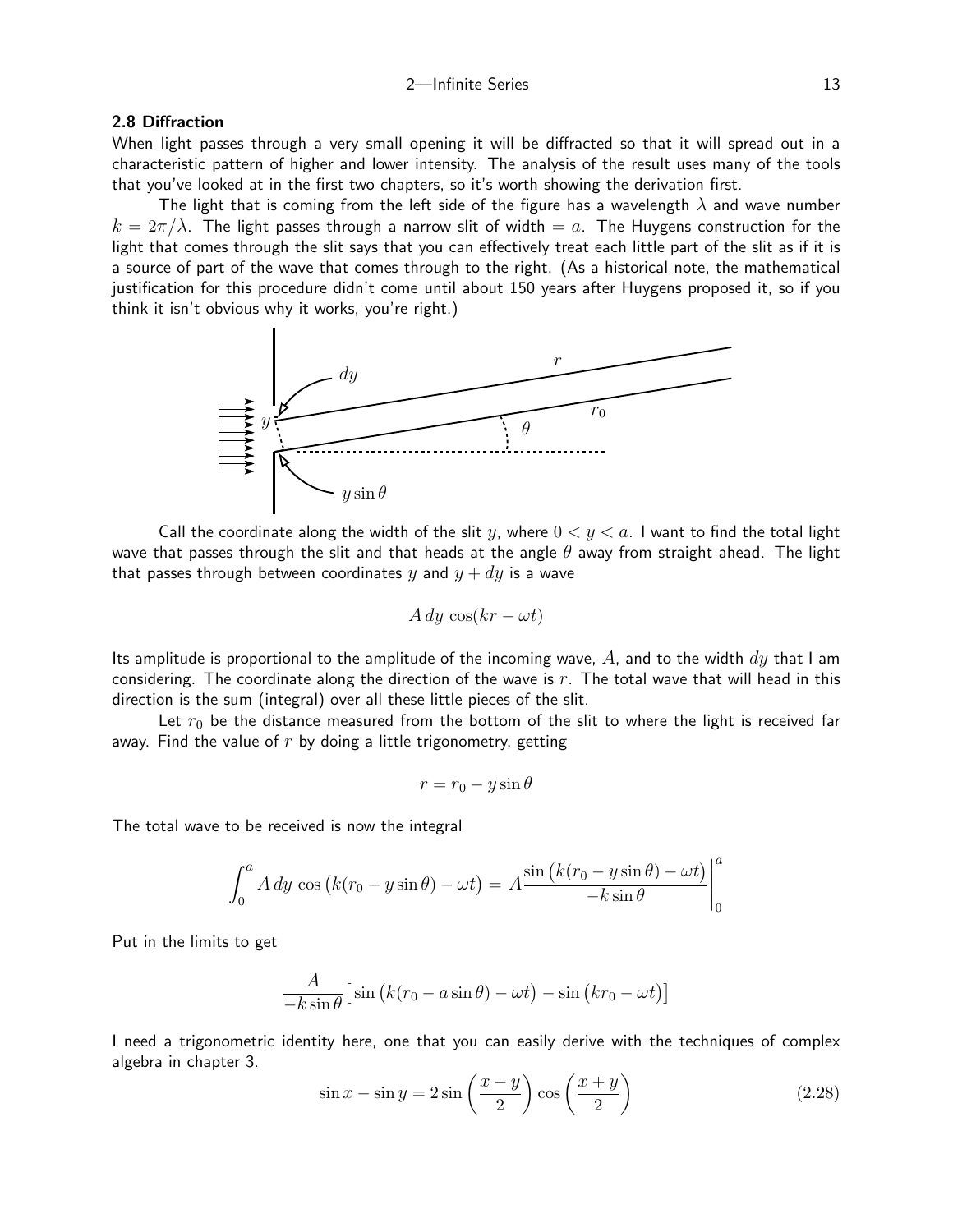### 2.8 Diffraction

When light passes through a very small opening it will be diffracted so that it will spread out in a characteristic pattern of higher and lower intensity. The analysis of the result uses many of the tools that you've looked at in the first two chapters, so it's worth showing the derivation first.

The light that is coming from the left side of the figure has a wavelength $\lambda$ and wave number $k = 2\pi/\lambda$. The light passes through a narrow slit of width $= a$. The Huygens construction for the light that comes through the slit says that you can effectively treat each little part of the slit as if it is a source of part of the wave that comes through to the right. (As a historical note, the mathematical justification for this procedure didn't come until about 150 years after Huygens proposed it, so if you think it isn't obvious why it works, you're right.)

Call the coordinate along the width of the slit $y$, where $0 < y < a$. I want to find the total light wave that passes through the slit and that heads at the angle $\theta$ away from straight ahead. The light that passes through between coordinates $y$ and $y + dy$ is a wave

$$A\,dy\,\cos(kr - \omega t)$$

Its amplitude is proportional to the amplitude of the incoming wave, $A$, and to the width $dy$ that I am considering. The coordinate along the direction of the wave is $r$. The total wave that will head in this direction is the sum (integral) over all these little pieces of the slit.

Let $r_0$ be the distance measured from the bottom of the slit to where the light is received far away. Find the value of $r$ by doing a little trigonometry, getting

$$r = r_0 - y\sin\theta$$

The total wave to be received is now the integral

$$\int_0^a A\,dy\,\cos\big(k(r_0 - y\sin\theta) - \omega t\big) = A\frac{\sin\big(k(r_0 - y\sin\theta) - \omega t\big)}{-k\sin\theta}\bigg|_0^a$$

Put in the limits to get

$$\frac{A}{-k\sin\theta}\big[\sin\big(k(r_0 - a\sin\theta) - \omega t\big) - \sin\big(kr_0 - \omega t\big)\big]$$

I need a trigonometric identity here, one that you can easily derive with the techniques of complex algebra in chapter 3.

$$\sin x - \sin y = 2\sin\left(\frac{x-y}{2}\right)\cos\left(\frac{x+y}{2}\right) \tag{2.28}$$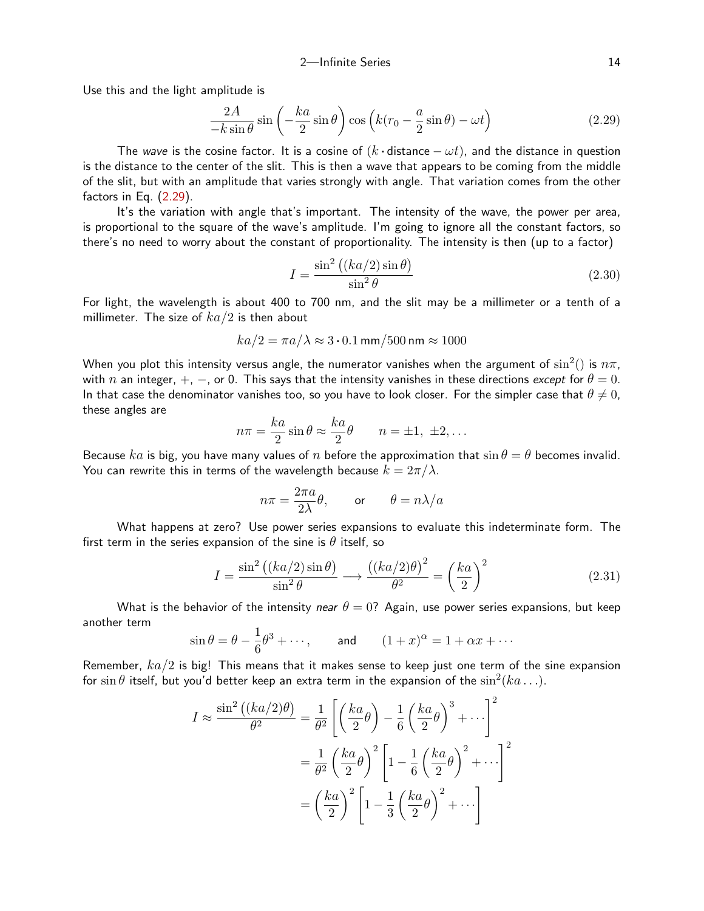Use this and the light amplitude is

$$\frac{2A}{-k\sin\theta}\sin\left(-\frac{ka}{2}\sin\theta\right)\cos\Big(k(r_0-\frac{a}{2}\sin\theta)-\omega t\Big) \tag{2.29}$$

The *wave* is the cosine factor. It is a cosine of $(k\cdot\text{distance}-\omega t)$, and the distance in question is the distance to the center of the slit. This is then a wave that appears to be coming from the middle of the slit, but with an amplitude that varies strongly with angle. That variation comes from the other factors in Eq. (2.29).

It's the variation with angle that's important. The intensity of the wave, the power per area, is proportional to the square of the wave's amplitude. I'm going to ignore all the constant factors, so there's no need to worry about the constant of proportionality. The intensity is then (up to a factor)

$$I=\frac{\sin^2\big((ka/2)\sin\theta\big)}{\sin^2\theta} \tag{2.30}$$

For light, the wavelength is about 400 to 700 nm, and the slit may be a millimeter or a tenth of a millimeter. The size of $ka/2$ is then about

$$ka/2=\pi a/\lambda\approx 3\cdot 0.1\,\text{mm}/500\,\text{nm}\approx 1000$$

When you plot this intensity versus angle, the numerator vanishes when the argument of $\sin^2()$ is $n\pi$, with $n$ an integer, $+$, $-$, or 0. This says that the intensity vanishes in these directions *except* for $\theta=0$. In that case the denominator vanishes too, so you have to look closer. For the simpler case that $\theta\neq 0$, these angles are

$$n\pi=\frac{ka}{2}\sin\theta\approx\frac{ka}{2}\theta\qquad n=\pm 1,\ \pm 2,\ldots$$

Because $ka$ is big, you have many values of $n$ before the approximation that $\sin\theta=\theta$ becomes invalid. You can rewrite this in terms of the wavelength because $k=2\pi/\lambda$.

$$n\pi=\frac{2\pi a}{2\lambda}\theta,\qquad\text{or}\qquad\theta=n\lambda/a$$

What happens at zero? Use power series expansions to evaluate this indeterminate form. The first term in the series expansion of the sine is $\theta$ itself, so

$$I=\frac{\sin^2\big((ka/2)\sin\theta\big)}{\sin^2\theta}\longrightarrow\frac{\big((ka/2)\theta\big)^2}{\theta^2}=\left(\frac{ka}{2}\right)^2 \tag{2.31}$$

What is the behavior of the intensity *near* $\theta=0$? Again, use power series expansions, but keep another term

$$\sin\theta=\theta-\frac{1}{6}\theta^3+\cdots,\qquad\text{and}\qquad(1+x)^\alpha=1+\alpha x+\cdots$$

Remember, $ka/2$ is big! This means that it makes sense to keep just one term of the sine expansion for $\sin\theta$ itself, but you'd better keep an extra term in the expansion of the $\sin^2(ka\ldots)$.

$$\begin{aligned}I\approx\frac{\sin^2\big((ka/2)\theta\big)}{\theta^2}&=\frac{1}{\theta^2}\left[\left(\frac{ka}{2}\theta\right)-\frac{1}{6}\left(\frac{ka}{2}\theta\right)^3+\cdots\right]^2\\&=\frac{1}{\theta^2}\left(\frac{ka}{2}\theta\right)^2\left[1-\frac{1}{6}\left(\frac{ka}{2}\theta\right)^2+\cdots\right]^2\\&=\left(\frac{ka}{2}\right)^2\left[1-\frac{1}{3}\left(\frac{ka}{2}\theta\right)^2+\cdots\right]\end{aligned}$$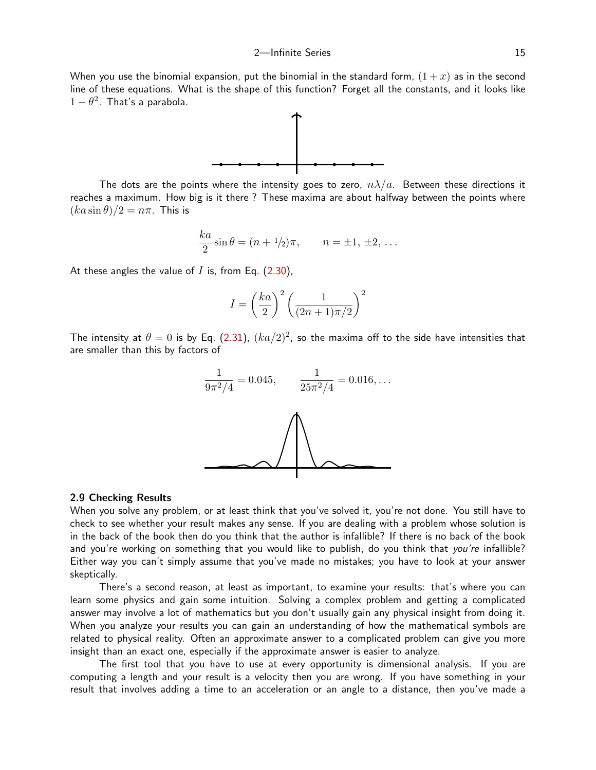When you use the binomial expansion, put the binomial in the standard form, $(1 + x)$ as in the second line of these equations. What is the shape of this function? Forget all the constants, and it looks like $1 - \theta^2$. That's a parabola.

The dots are the points where the intensity goes to zero, $n\lambda/a$. Between these directions it reaches a maximum. How big is it there ? These maxima are about halfway between the points where $(ka \sin\theta)/2 = n\pi$. This is

$$\frac{ka}{2}\sin\theta = (n + 1/2)\pi, \qquad n = \pm 1, \pm 2, \ldots$$

At these angles the value of $I$ is, from Eq. (2.30),

$$I = \left(\frac{ka}{2}\right)^2 \left(\frac{1}{(2n+1)\pi/2}\right)^2$$

The intensity at $\theta = 0$ is by Eq. (2.31), $(ka/2)^2$, so the maxima off to the side have intensities that are smaller than this by factors of

$$\frac{1}{9\pi^2/4} = 0.045, \qquad \frac{1}{25\pi^2/4} = 0.016, \ldots$$

## 2.9 Checking Results

When you solve any problem, or at least think that you've solved it, you're not done. You still have to check to see whether your result makes any sense. If you are dealing with a problem whose solution is in the back of the book then do you think that the author is infallible? If there is no back of the book and you're working on something that you would like to publish, do you think that *you're* infallible? Either way you can't simply assume that you've made no mistakes; you have to look at your answer skeptically.

There's a second reason, at least as important, to examine your results: that's where you can learn some physics and gain some intuition. Solving a complex problem and getting a complicated answer may involve a lot of mathematics but you don't usually gain any physical insight from doing it. When you analyze your results you can gain an understanding of how the mathematical symbols are related to physical reality. Often an approximate answer to a complicated problem can give you more insight than an exact one, especially if the approximate answer is easier to analyze.

The first tool that you have to use at every opportunity is dimensional analysis. If you are computing a length and your result is a velocity then you are wrong. If you have something in your result that involves adding a time to an acceleration or an angle to a distance, then you've made a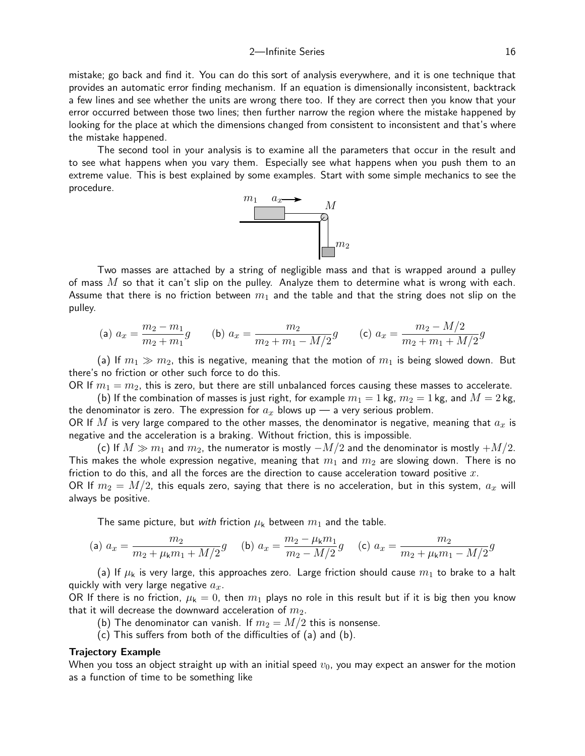mistake; go back and find it. You can do this sort of analysis everywhere, and it is one technique that provides an automatic error finding mechanism. If an equation is dimensionally inconsistent, backtrack a few lines and see whether the units are wrong there too. If they are correct then you know that your error occurred between those two lines; then further narrow the region where the mistake happened by looking for the place at which the dimensions changed from consistent to inconsistent and that's where the mistake happened.

The second tool in your analysis is to examine all the parameters that occur in the result and to see what happens when you vary them. Especially see what happens when you push them to an extreme value. This is best explained by some examples. Start with some simple mechanics to see the procedure.

Two masses are attached by a string of negligible mass and that is wrapped around a pulley of mass $M$ so that it can't slip on the pulley. Analyze them to determine what is wrong with each. Assume that there is no friction between $m_1$ and the table and that the string does not slip on the pulley.

$$\text{(a) } a_x = \frac{m_2 - m_1}{m_2 + m_1} g \qquad \text{(b) } a_x = \frac{m_2}{m_2 + m_1 - M/2} g \qquad \text{(c) } a_x = \frac{m_2 - M/2}{m_2 + m_1 + M/2} g$$

(a) If $m_1 \gg m_2$, this is negative, meaning that the motion of $m_1$ is being slowed down. But there's no friction or other such force to do this.
OR If $m_1 = m_2$, this is zero, but there are still unbalanced forces causing these masses to accelerate.

(b) If the combination of masses is just right, for example $m_1 = 1\,\text{kg}$, $m_2 = 1\,\text{kg}$, and $M = 2\,\text{kg}$, the denominator is zero. The expression for $a_x$ blows up — a very serious problem.
OR If $M$ is very large compared to the other masses, the denominator is negative, meaning that $a_x$ is negative and the acceleration is a braking. Without friction, this is impossible.

(c) If $M \gg m_1$ and $m_2$, the numerator is mostly $-M/2$ and the denominator is mostly $+M/2$. This makes the whole expression negative, meaning that $m_1$ and $m_2$ are slowing down. There is no friction to do this, and all the forces are the direction to cause acceleration toward positive $x$.
OR If $m_2 = M/2$, this equals zero, saying that there is no acceleration, but in this system, $a_x$ will always be positive.

The same picture, but *with* friction $\mu_\mathsf{k}$ between $m_1$ and the table.

$$\text{(a) } a_x = \frac{m_2}{m_2 + \mu_\mathsf{k} m_1 + M/2} g \qquad \text{(b) } a_x = \frac{m_2 - \mu_\mathsf{k} m_1}{m_2 - M/2} g \qquad \text{(c) } a_x = \frac{m_2}{m_2 + \mu_\mathsf{k} m_1 - M/2} g$$

(a) If $\mu_\mathsf{k}$ is very large, this approaches zero. Large friction should cause $m_1$ to brake to a halt quickly with very large negative $a_x$.
OR If there is no friction, $\mu_\mathsf{k} = 0$, then $m_1$ plays no role in this result but if it is big then you know that it will decrease the downward acceleration of $m_2$.

(b) The denominator can vanish. If $m_2 = M/2$ this is nonsense.

(c) This suffers from both of the difficulties of (a) and (b).

**Trajectory Example**

When you toss an object straight up with an initial speed $v_0$, you may expect an answer for the motion as a function of time to be something like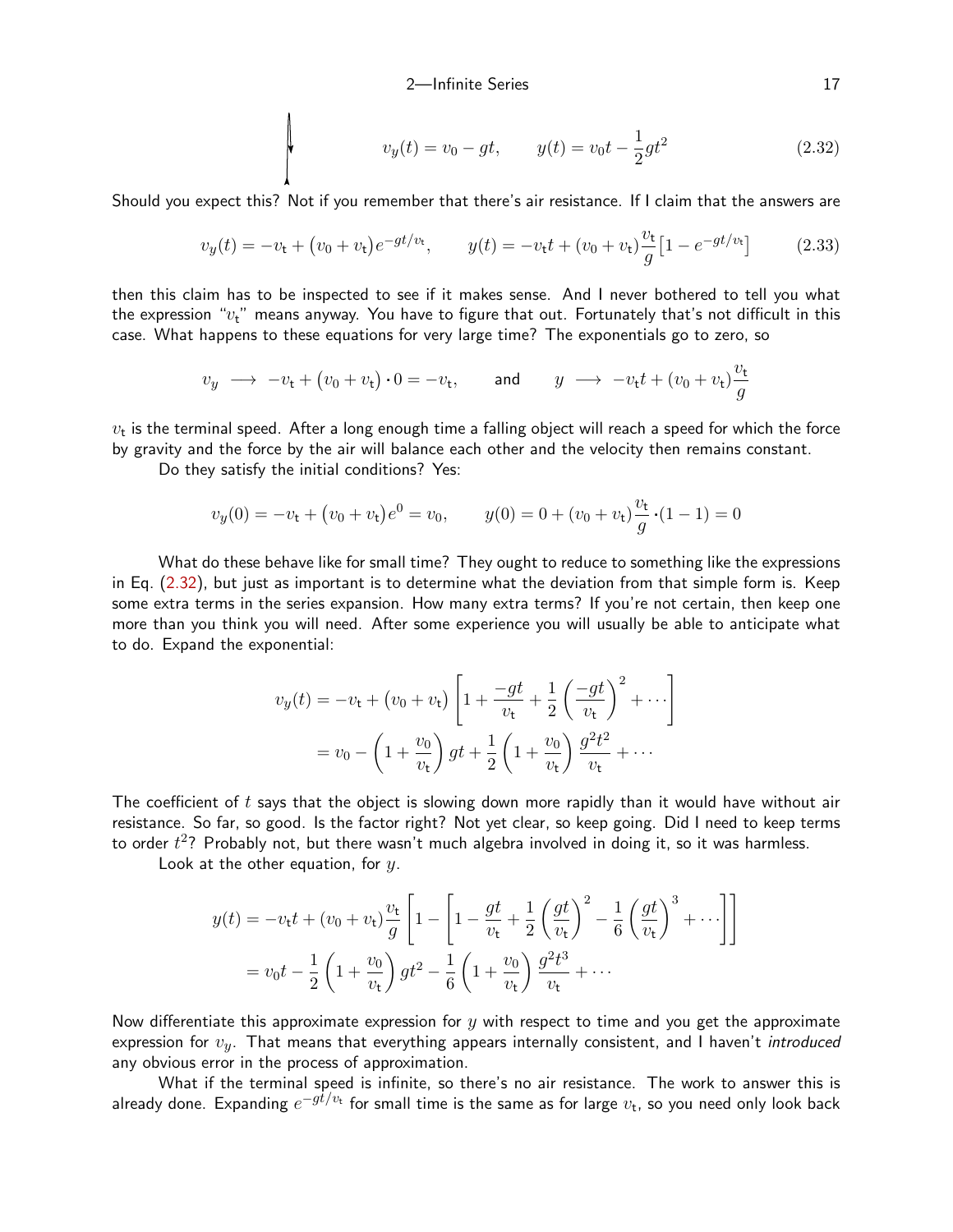$$v_y(t) = v_0 - gt, \qquad y(t) = v_0 t - \frac{1}{2}gt^2 \tag{2.32}$$

Should you expect this? Not if you remember that there's air resistance. If I claim that the answers are

$$v_y(t) = -v_\mathsf{t} + \bigl(v_0 + v_\mathsf{t}\bigr)e^{-gt/v_\mathsf{t}}, \qquad y(t) = -v_\mathsf{t} t + (v_0 + v_\mathsf{t})\frac{v_\mathsf{t}}{g}\bigl[1 - e^{-gt/v_\mathsf{t}}\bigr] \tag{2.33}$$

then this claim has to be inspected to see if it makes sense. And I never bothered to tell you what the expression "$v_\mathsf{t}$" means anyway. You have to figure that out. Fortunately that's not difficult in this case. What happens to these equations for very large time? The exponentials go to zero, so

$$v_y \longrightarrow -v_\mathsf{t} + \bigl(v_0 + v_\mathsf{t}\bigr)\cdot 0 = -v_\mathsf{t}, \qquad \text{and} \qquad y \longrightarrow -v_\mathsf{t} t + (v_0 + v_\mathsf{t})\frac{v_\mathsf{t}}{g}$$

$v_\mathsf{t}$ is the terminal speed. After a long enough time a falling object will reach a speed for which the force by gravity and the force by the air will balance each other and the velocity then remains constant.

Do they satisfy the initial conditions? Yes:

$$v_y(0) = -v_\mathsf{t} + \bigl(v_0 + v_\mathsf{t}\bigr)e^0 = v_0, \qquad y(0) = 0 + (v_0 + v_\mathsf{t})\frac{v_\mathsf{t}}{g}\cdot(1-1) = 0$$

What do these behave like for small time? They ought to reduce to something like the expressions in Eq. (2.32), but just as important is to determine what the deviation from that simple form is. Keep some extra terms in the series expansion. How many extra terms? If you're not certain, then keep one more than you think you will need. After some experience you will usually be able to anticipate what to do. Expand the exponential:

$$\begin{aligned} v_y(t) &= -v_\mathsf{t} + \bigl(v_0 + v_\mathsf{t}\bigr)\left[1 + \frac{-gt}{v_\mathsf{t}} + \frac{1}{2}\left(\frac{-gt}{v_\mathsf{t}}\right)^2 + \cdots\right] \\ &= v_0 - \left(1 + \frac{v_0}{v_\mathsf{t}}\right)gt + \frac{1}{2}\left(1 + \frac{v_0}{v_\mathsf{t}}\right)\frac{g^2t^2}{v_\mathsf{t}} + \cdots \end{aligned}$$

The coefficient of $t$ says that the object is slowing down more rapidly than it would have without air resistance. So far, so good. Is the factor right? Not yet clear, so keep going. Did I need to keep terms to order $t^2$? Probably not, but there wasn't much algebra involved in doing it, so it was harmless.

Look at the other equation, for $y$.

$$\begin{aligned} y(t) &= -v_\mathsf{t} t + (v_0 + v_\mathsf{t})\frac{v_\mathsf{t}}{g}\left[1 - \left[1 - \frac{gt}{v_\mathsf{t}} + \frac{1}{2}\left(\frac{gt}{v_\mathsf{t}}\right)^2 - \frac{1}{6}\left(\frac{gt}{v_\mathsf{t}}\right)^3 + \cdots\right]\right] \\ &= v_0 t - \frac{1}{2}\left(1 + \frac{v_0}{v_\mathsf{t}}\right)gt^2 - \frac{1}{6}\left(1 + \frac{v_0}{v_\mathsf{t}}\right)\frac{g^2t^3}{v_\mathsf{t}} + \cdots \end{aligned}$$

Now differentiate this approximate expression for $y$ with respect to time and you get the approximate expression for $v_y$. That means that everything appears internally consistent, and I haven't *introduced* any obvious error in the process of approximation.

What if the terminal speed is infinite, so there's no air resistance. The work to answer this is already done. Expanding $e^{-gt/v_\mathsf{t}}$ for small time is the same as for large $v_\mathsf{t}$, so you need only look back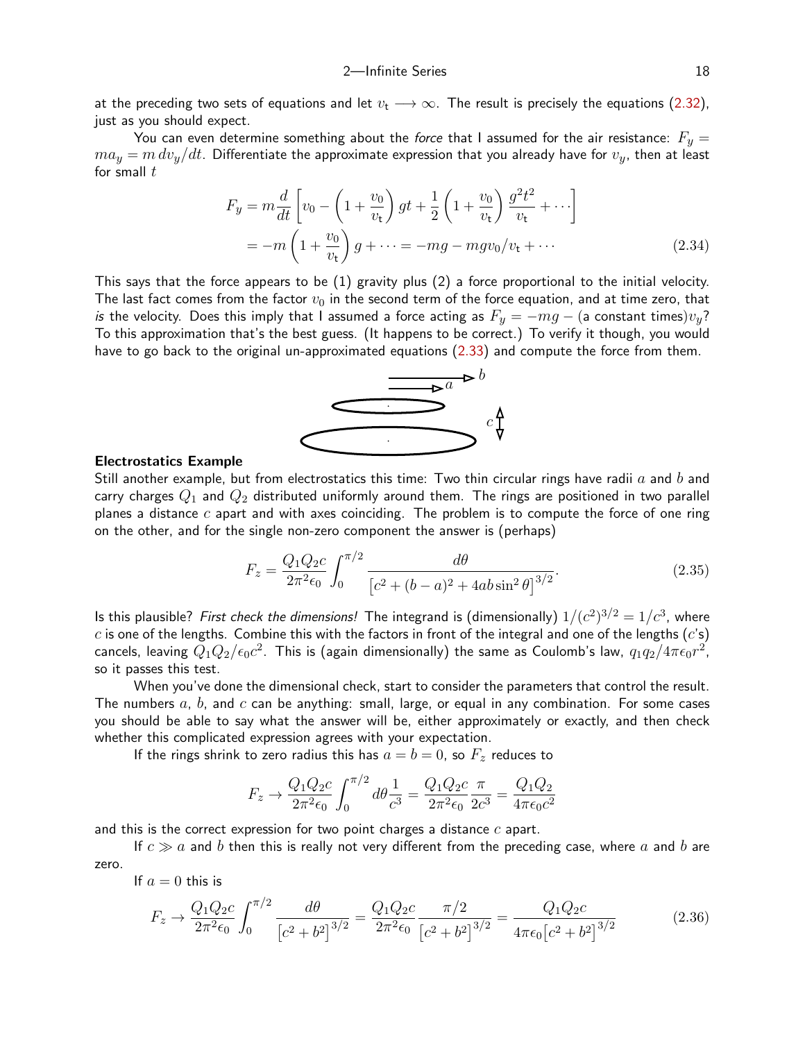at the preceding two sets of equations and let $v_{\rm t} \longrightarrow \infty$. The result is precisely the equations (2.32), just as you should expect.

You can even determine something about the *force* that I assumed for the air resistance: $F_y = ma_y = m\, dv_y/dt$. Differentiate the approximate expression that you already have for $v_y$, then at least for small $t$

$$
\begin{aligned}
F_y &= m\frac{d}{dt}\left[v_0 - \left(1+\frac{v_0}{v_{\rm t}}\right)gt + \frac{1}{2}\left(1+\frac{v_0}{v_{\rm t}}\right)\frac{g^2t^2}{v_{\rm t}} + \cdots\right] \\
&= -m\left(1+\frac{v_0}{v_{\rm t}}\right)g + \cdots = -mg - mgv_0/v_{\rm t} + \cdots
\end{aligned}
\tag{2.34}
$$

This says that the force appears to be (1) gravity plus (2) a force proportional to the initial velocity. The last fact comes from the factor $v_0$ in the second term of the force equation, and at time zero, that *is* the velocity. Does this imply that I assumed a force acting as $F_y = -mg - (\text{a constant times})v_y$? To this approximation that's the best guess. (It happens to be correct.) To verify it though, you would have to go back to the original un-approximated equations (2.33) and compute the force from them.

### Electrostatics Example

Still another example, but from electrostatics this time: Two thin circular rings have radii $a$ and $b$ and carry charges $Q_1$ and $Q_2$ distributed uniformly around them. The rings are positioned in two parallel planes a distance $c$ apart and with axes coinciding. The problem is to compute the force of one ring on the other, and for the single non-zero component the answer is (perhaps)

$$
F_z = \frac{Q_1Q_2c}{2\pi^2\epsilon_0}\int_0^{\pi/2}\frac{d\theta}{\left[c^2+(b-a)^2+4ab\sin^2\theta\right]^{3/2}}.
\tag{2.35}
$$

Is this plausible? *First check the dimensions!* The integrand is (dimensionally) $1/(c^2)^{3/2} = 1/c^3$, where $c$ is one of the lengths. Combine this with the factors in front of the integral and one of the lengths ($c$'s) cancels, leaving $Q_1Q_2/\epsilon_0c^2$. This is (again dimensionally) the same as Coulomb's law, $q_1q_2/4\pi\epsilon_0r^2$, so it passes this test.

When you've done the dimensional check, start to consider the parameters that control the result. The numbers $a$, $b$, and $c$ can be anything: small, large, or equal in any combination. For some cases you should be able to say what the answer will be, either approximately or exactly, and then check whether this complicated expression agrees with your expectation.

If the rings shrink to zero radius this has $a = b = 0$, so $F_z$ reduces to

$$
F_z \to \frac{Q_1Q_2c}{2\pi^2\epsilon_0}\int_0^{\pi/2}d\theta\frac{1}{c^3} = \frac{Q_1Q_2c}{2\pi^2\epsilon_0}\frac{\pi}{2c^3} = \frac{Q_1Q_2}{4\pi\epsilon_0c^2}
$$

and this is the correct expression for two point charges a distance $c$ apart.

If $c \gg a$ and $b$ then this is really not very different from the preceding case, where $a$ and $b$ are zero.

If $a = 0$ this is

$$
F_z \to \frac{Q_1Q_2c}{2\pi^2\epsilon_0}\int_0^{\pi/2}\frac{d\theta}{\left[c^2+b^2\right]^{3/2}} = \frac{Q_1Q_2c}{2\pi^2\epsilon_0}\frac{\pi/2}{\left[c^2+b^2\right]^{3/2}} = \frac{Q_1Q_2c}{4\pi\epsilon_0\left[c^2+b^2\right]^{3/2}}
\tag{2.36}
$$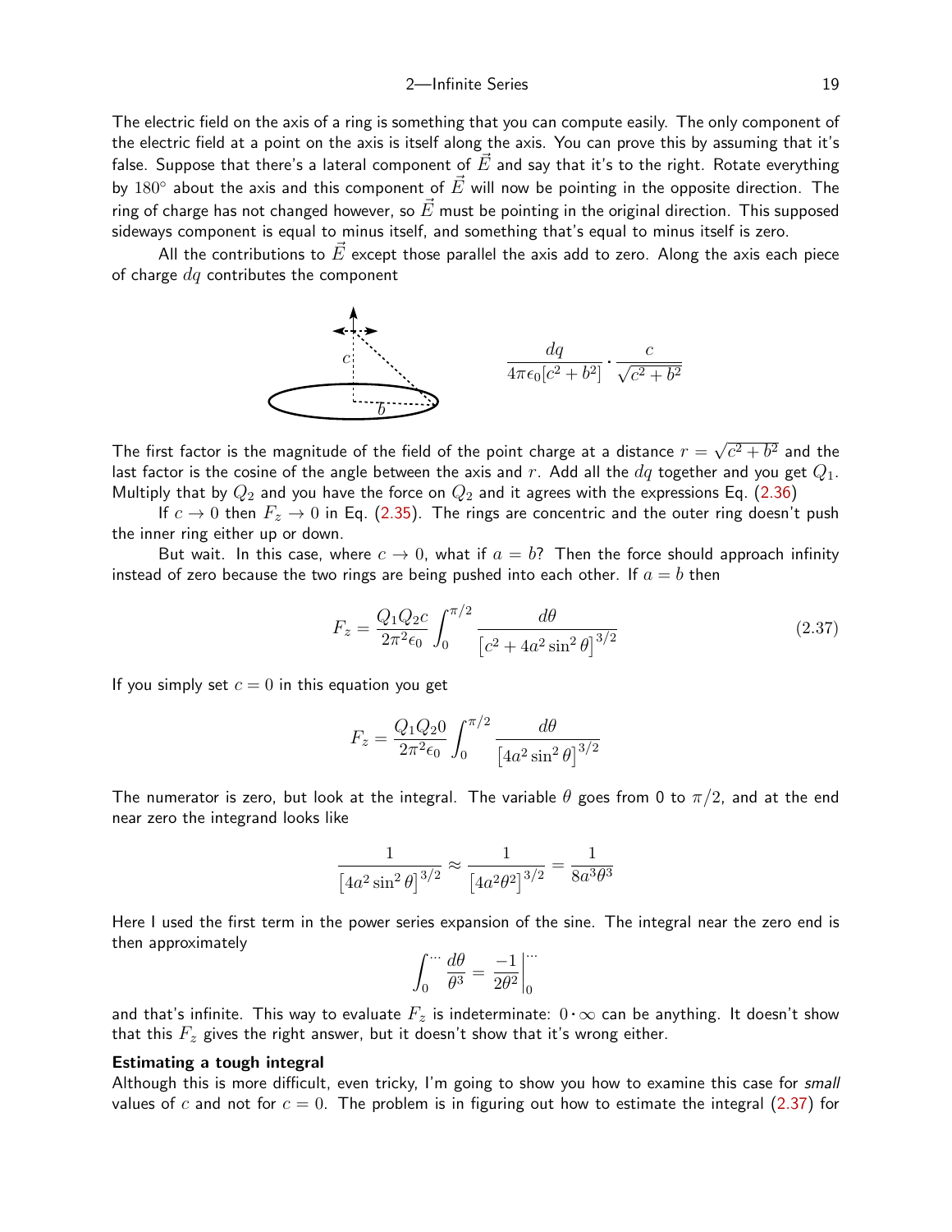The electric field on the axis of a ring is something that you can compute easily. The only component of the electric field at a point on the axis is itself along the axis. You can prove this by assuming that it's false. Suppose that there's a lateral component of $\vec{E}$ and say that it's to the right. Rotate everything by $180^\circ$ about the axis and this component of $\vec{E}$ will now be pointing in the opposite direction. The ring of charge has not changed however, so $\vec{E}$ must be pointing in the original direction. This supposed sideways component is equal to minus itself, and something that's equal to minus itself is zero.

All the contributions to $\vec{E}$ except those parallel the axis add to zero. Along the axis each piece of charge $dq$ contributes the component

$$\frac{dq}{4\pi\epsilon_0[c^2+b^2]}\cdot\frac{c}{\sqrt{c^2+b^2}}$$

The first factor is the magnitude of the field of the point charge at a distance $r=\sqrt{c^2+b^2}$ and the last factor is the cosine of the angle between the axis and $r$. Add all the $dq$ together and you get $Q_1$. Multiply that by $Q_2$ and you have the force on $Q_2$ and it agrees with the expressions Eq. (2.36)

If $c\to 0$ then $F_z\to 0$ in Eq. (2.35). The rings are concentric and the outer ring doesn't push the inner ring either up or down.

But wait. In this case, where $c\to 0$, what if $a=b$? Then the force should approach infinity instead of zero because the two rings are being pushed into each other. If $a=b$ then

$$F_z=\frac{Q_1Q_2c}{2\pi^2\epsilon_0}\int_0^{\pi/2}\frac{d\theta}{\left[c^2+4a^2\sin^2\theta\right]^{3/2}} \tag{2.37}$$

If you simply set $c=0$ in this equation you get

$$F_z=\frac{Q_1Q_2 0}{2\pi^2\epsilon_0}\int_0^{\pi/2}\frac{d\theta}{\left[4a^2\sin^2\theta\right]^{3/2}}$$

The numerator is zero, but look at the integral. The variable $\theta$ goes from 0 to $\pi/2$, and at the end near zero the integrand looks like

$$\frac{1}{\left[4a^2\sin^2\theta\right]^{3/2}}\approx\frac{1}{\left[4a^2\theta^2\right]^{3/2}}=\frac{1}{8a^3\theta^3}$$

Here I used the first term in the power series expansion of the sine. The integral near the zero end is then approximately

$$\int_0^{\cdots}\frac{d\theta}{\theta^3}=\left.\frac{-1}{2\theta^2}\right|_0^{\cdots}$$

and that's infinite. This way to evaluate $F_z$ is indeterminate: $0\cdot\infty$ can be anything. It doesn't show that this $F_z$ gives the right answer, but it doesn't show that it's wrong either.

**Estimating a tough integral**

Although this is more difficult, even tricky, I'm going to show you how to examine this case for *small* values of $c$ and not for $c=0$. The problem is in figuring out how to estimate the integral (2.37) for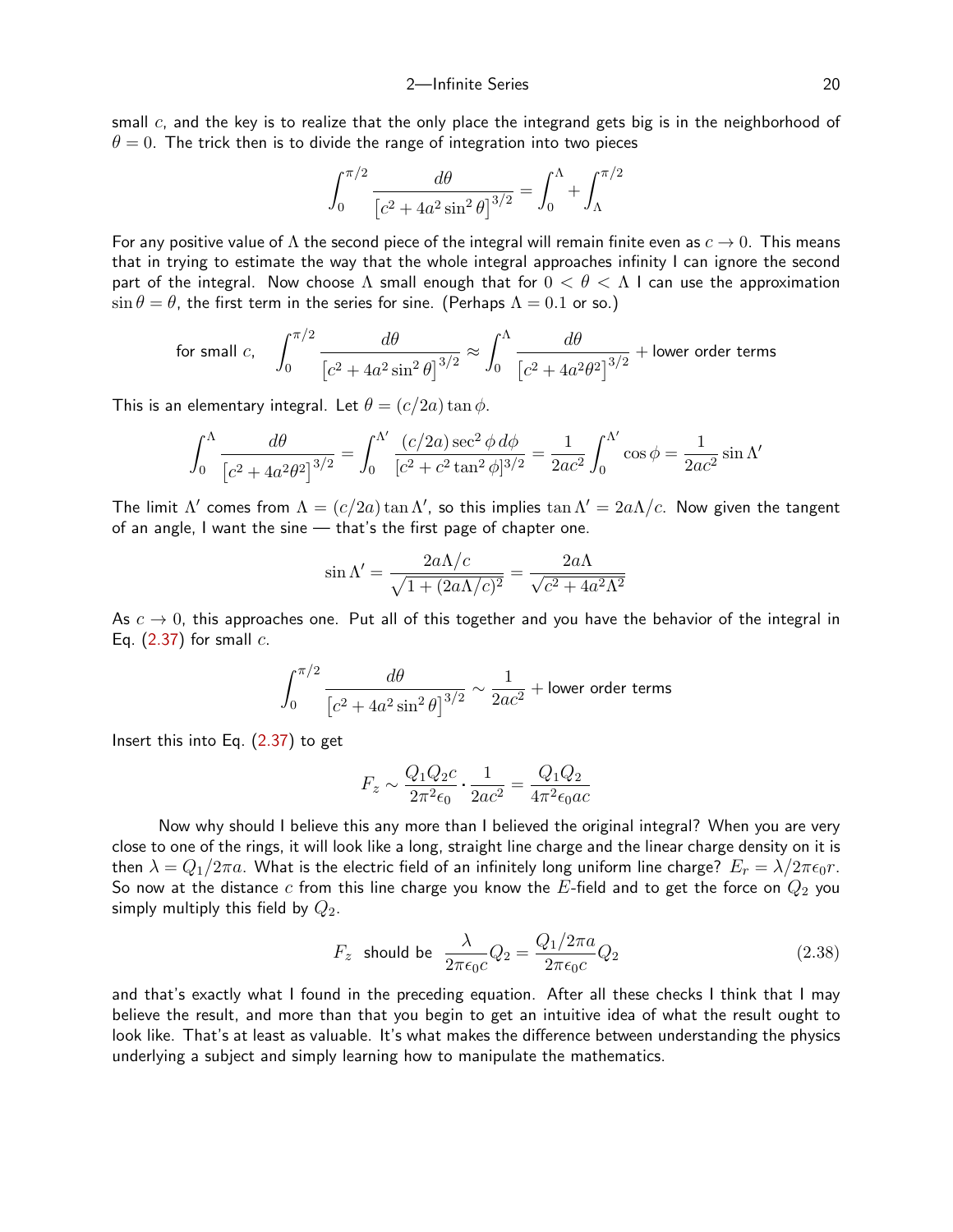small $c$, and the key is to realize that the only place the integrand gets big is in the neighborhood of $\theta = 0$. The trick then is to divide the range of integration into two pieces

$$\int_0^{\pi/2} \frac{d\theta}{\left[c^2 + 4a^2 \sin^2\theta\right]^{3/2}} = \int_0^{\Lambda} + \int_{\Lambda}^{\pi/2}$$

For any positive value of $\Lambda$ the second piece of the integral will remain finite even as $c \to 0$. This means that in trying to estimate the way that the whole integral approaches infinity I can ignore the second part of the integral. Now choose $\Lambda$ small enough that for $0 < \theta < \Lambda$ I can use the approximation $\sin\theta = \theta$, the first term in the series for sine. (Perhaps $\Lambda = 0.1$ or so.)

$$\text{for small } c, \quad \int_0^{\pi/2} \frac{d\theta}{\left[c^2 + 4a^2 \sin^2\theta\right]^{3/2}} \approx \int_0^{\Lambda} \frac{d\theta}{\left[c^2 + 4a^2\theta^2\right]^{3/2}} + \text{lower order terms}$$

This is an elementary integral. Let $\theta = (c/2a)\tan\phi$.

$$\int_0^{\Lambda} \frac{d\theta}{\left[c^2 + 4a^2\theta^2\right]^{3/2}} = \int_0^{\Lambda'} \frac{(c/2a)\sec^2\phi\, d\phi}{\left[c^2 + c^2\tan^2\phi\right]^{3/2}} = \frac{1}{2ac^2}\int_0^{\Lambda'} \cos\phi = \frac{1}{2ac^2}\sin\Lambda'$$

The limit $\Lambda'$ comes from $\Lambda = (c/2a)\tan\Lambda'$, so this implies $\tan\Lambda' = 2a\Lambda/c$. Now given the tangent of an angle, I want the sine — that's the first page of chapter one.

$$\sin\Lambda' = \frac{2a\Lambda/c}{\sqrt{1 + (2a\Lambda/c)^2}} = \frac{2a\Lambda}{\sqrt{c^2 + 4a^2\Lambda^2}}$$

As $c \to 0$, this approaches one. Put all of this together and you have the behavior of the integral in Eq. (2.37) for small $c$.

$$\int_0^{\pi/2} \frac{d\theta}{\left[c^2 + 4a^2 \sin^2\theta\right]^{3/2}} \sim \frac{1}{2ac^2} + \text{lower order terms}$$

Insert this into Eq. (2.37) to get

$$F_z \sim \frac{Q_1 Q_2 c}{2\pi^2\epsilon_0} \cdot \frac{1}{2ac^2} = \frac{Q_1 Q_2}{4\pi^2\epsilon_0 ac}$$

Now why should I believe this any more than I believed the original integral? When you are very close to one of the rings, it will look like a long, straight line charge and the linear charge density on it is then $\lambda = Q_1/2\pi a$. What is the electric field of an infinitely long uniform line charge? $E_r = \lambda/2\pi\epsilon_0 r$. So now at the distance $c$ from this line charge you know the $E$-field and to get the force on $Q_2$ you simply multiply this field by $Q_2$.

$$F_z \text{ should be } \frac{\lambda}{2\pi\epsilon_0 c}Q_2 = \frac{Q_1/2\pi a}{2\pi\epsilon_0 c}Q_2 \tag{2.38}$$

and that's exactly what I found in the preceding equation. After all these checks I think that I may believe the result, and more than that you begin to get an intuitive idea of what the result ought to look like. That's at least as valuable. It's what makes the difference between understanding the physics underlying a subject and simply learning how to manipulate the mathematics.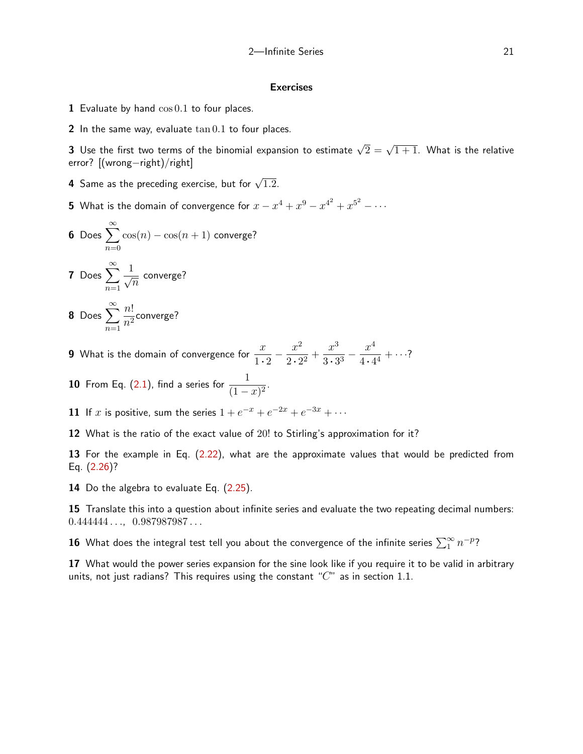## Exercises

**1** Evaluate by hand $\cos 0.1$ to four places.

**2** In the same way, evaluate $\tan 0.1$ to four places.

**3** Use the first two terms of the binomial expansion to estimate $\sqrt{2} = \sqrt{1+1}$. What is the relative error? [(wrong−right)/right]

**4** Same as the preceding exercise, but for $\sqrt{1.2}$.

**5** What is the domain of convergence for $x - x^4 + x^9 - x^{4^2} + x^{5^2} - \cdots$

**6** Does $\displaystyle\sum_{n=0}^{\infty} \cos(n) - \cos(n+1)$ converge?

**7** Does $\displaystyle\sum_{n=1}^{\infty} \frac{1}{\sqrt{n}}$ converge?

**8** Does $\displaystyle\sum_{n=1}^{\infty} \frac{n!}{n^2}$converge?

**9** What is the domain of convergence for $\dfrac{x}{1\cdot 2} - \dfrac{x^2}{2\cdot 2^2} + \dfrac{x^3}{3\cdot 3^3} - \dfrac{x^4}{4\cdot 4^4} + \cdots$?

**10** From Eq. (2.1), find a series for $\dfrac{1}{(1-x)^2}$.

**11** If $x$ is positive, sum the series $1 + e^{-x} + e^{-2x} + e^{-3x} + \cdots$

**12** What is the ratio of the exact value of $20!$ to Stirling's approximation for it?

**13** For the example in Eq. (2.22), what are the approximate values that would be predicted from Eq. (2.26)?

**14** Do the algebra to evaluate Eq. (2.25).

**15** Translate this into a question about infinite series and evaluate the two repeating decimal numbers: $0.444444\ldots$, $0.987987987\ldots$

**16** What does the integral test tell you about the convergence of the infinite series $\sum_1^\infty n^{-p}$?

**17** What would the power series expansion for the sine look like if you require it to be valid in arbitrary units, not just radians? This requires using the constant "$C$" as in section 1.1.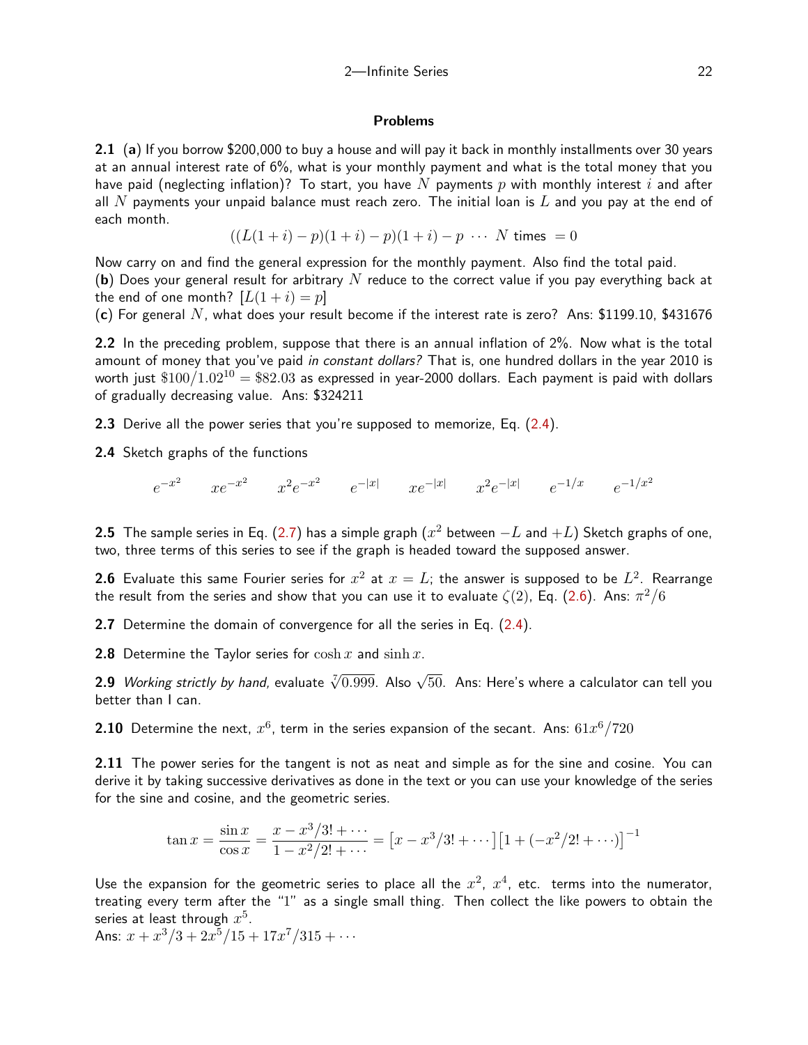## Problems

**2.1** (**a**) If you borrow \$200,000 to buy a house and will pay it back in monthly installments over 30 years at an annual interest rate of 6%, what is your monthly payment and what is the total money that you have paid (neglecting inflation)? To start, you have $N$ payments $p$ with monthly interest $i$ and after all $N$ payments your unpaid balance must reach zero. The initial loan is $L$ and you pay at the end of each month.

$$((L(1+i)-p)(1+i)-p)(1+i)-p\ \cdots\ N \text{ times } = 0$$

Now carry on and find the general expression for the monthly payment. Also find the total paid.
(**b**) Does your general result for arbitrary $N$ reduce to the correct value if you pay everything back at the end of one month? $[L(1+i)=p]$
(**c**) For general $N$, what does your result become if the interest rate is zero? Ans: \$1199.10, \$431676

**2.2** In the preceding problem, suppose that there is an annual inflation of 2%. Now what is the total amount of money that you've paid *in constant dollars?* That is, one hundred dollars in the year 2010 is worth just $\$100/1.02^{10} = \$82.03$ as expressed in year-2000 dollars. Each payment is paid with dollars of gradually decreasing value. Ans: \$324211

**2.3** Derive all the power series that you're supposed to memorize, Eq. (2.4).

**2.4** Sketch graphs of the functions

$$e^{-x^2} \qquad xe^{-x^2} \qquad x^2e^{-x^2} \qquad e^{-|x|} \qquad xe^{-|x|} \qquad x^2e^{-|x|} \qquad e^{-1/x} \qquad e^{-1/x^2}$$

**2.5** The sample series in Eq. (2.7) has a simple graph ($x^2$ between $-L$ and $+L$) Sketch graphs of one, two, three terms of this series to see if the graph is headed toward the supposed answer.

**2.6** Evaluate this same Fourier series for $x^2$ at $x = L$; the answer is supposed to be $L^2$. Rearrange the result from the series and show that you can use it to evaluate $\zeta(2)$, Eq. (2.6). Ans: $\pi^2/6$

**2.7** Determine the domain of convergence for all the series in Eq. (2.4).

**2.8** Determine the Taylor series for $\cosh x$ and $\sinh x$.

**2.9** *Working strictly by hand,* evaluate $\sqrt[7]{0.999}$. Also $\sqrt{50}$. Ans: Here's where a calculator can tell you better than I can.

**2.10** Determine the next, $x^6$, term in the series expansion of the secant. Ans: $61x^6/720$

**2.11** The power series for the tangent is not as neat and simple as for the sine and cosine. You can derive it by taking successive derivatives as done in the text or you can use your knowledge of the series for the sine and cosine, and the geometric series.

$$\tan x = \frac{\sin x}{\cos x} = \frac{x - x^3/3! + \cdots}{1 - x^2/2! + \cdots} = \left[x - x^3/3! + \cdots\right]\left[1 + (-x^2/2! + \cdots)\right]^{-1}$$

Use the expansion for the geometric series to place all the $x^2$, $x^4$, etc. terms into the numerator, treating every term after the "1" as a single small thing. Then collect the like powers to obtain the series at least through $x^5$.
Ans: $x + x^3/3 + 2x^5/15 + 17x^7/315 + \cdots$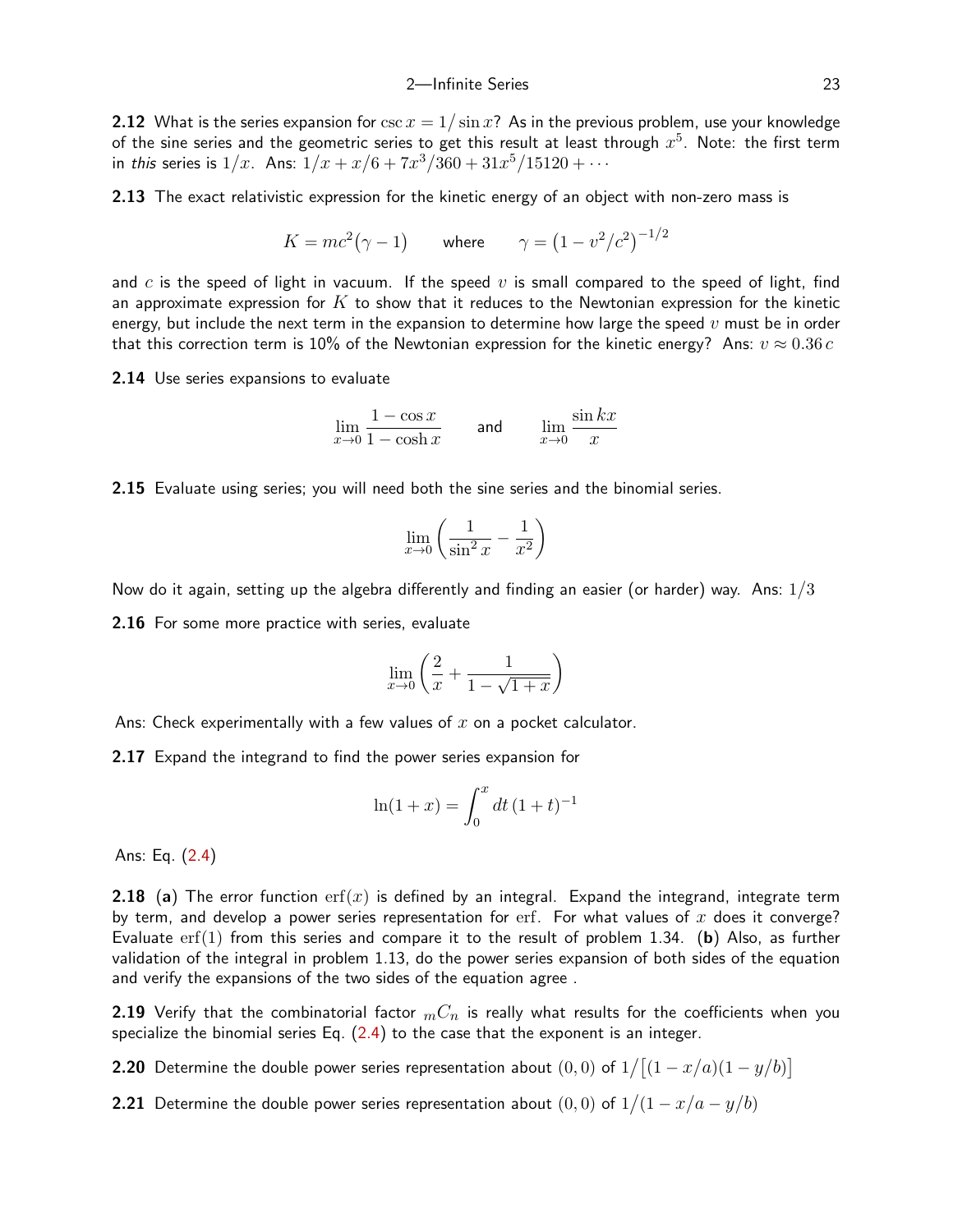**2.12** What is the series expansion for $\csc x = 1/\sin x$? As in the previous problem, use your knowledge of the sine series and the geometric series to get this result at least through $x^5$. Note: the first term in *this* series is $1/x$. Ans: $1/x + x/6 + 7x^3/360 + 31x^5/15120 + \cdots$

**2.13** The exact relativistic expression for the kinetic energy of an object with non-zero mass is

$$K = mc^2(\gamma - 1) \qquad \text{where} \qquad \gamma = \left(1 - v^2/c^2\right)^{-1/2}$$

and $c$ is the speed of light in vacuum. If the speed $v$ is small compared to the speed of light, find an approximate expression for $K$ to show that it reduces to the Newtonian expression for the kinetic energy, but include the next term in the expansion to determine how large the speed $v$ must be in order that this correction term is 10% of the Newtonian expression for the kinetic energy? Ans: $v \approx 0.36\,c$

**2.14** Use series expansions to evaluate

$$\lim_{x \to 0} \frac{1 - \cos x}{1 - \cosh x} \qquad \text{and} \qquad \lim_{x \to 0} \frac{\sin kx}{x}$$

**2.15** Evaluate using series; you will need both the sine series and the binomial series.

$$\lim_{x \to 0} \left( \frac{1}{\sin^2 x} - \frac{1}{x^2} \right)$$

Now do it again, setting up the algebra differently and finding an easier (or harder) way. Ans: $1/3$

**2.16** For some more practice with series, evaluate

$$\lim_{x \to 0} \left( \frac{2}{x} + \frac{1}{1 - \sqrt{1 + x}} \right)$$

Ans: Check experimentally with a few values of $x$ on a pocket calculator.

**2.17** Expand the integrand to find the power series expansion for

$$\ln(1 + x) = \int_0^x dt\,(1 + t)^{-1}$$

Ans: Eq. (2.4)

**2.18** (**a**) The error function $\text{erf}(x)$ is defined by an integral. Expand the integrand, integrate term by term, and develop a power series representation for erf. For what values of $x$ does it converge? Evaluate $\text{erf}(1)$ from this series and compare it to the result of problem 1.34. (**b**) Also, as further validation of the integral in problem 1.13, do the power series expansion of both sides of the equation and verify the expansions of the two sides of the equation agree .

**2.19** Verify that the combinatorial factor ${}_mC_n$ is really what results for the coefficients when you specialize the binomial series Eq. (2.4) to the case that the exponent is an integer.

**2.20** Determine the double power series representation about $(0, 0)$ of $1\big/\big[(1 - x/a)(1 - y/b)\big]$

**2.21** Determine the double power series representation about $(0, 0)$ of $1\big/(1 - x/a - y/b)$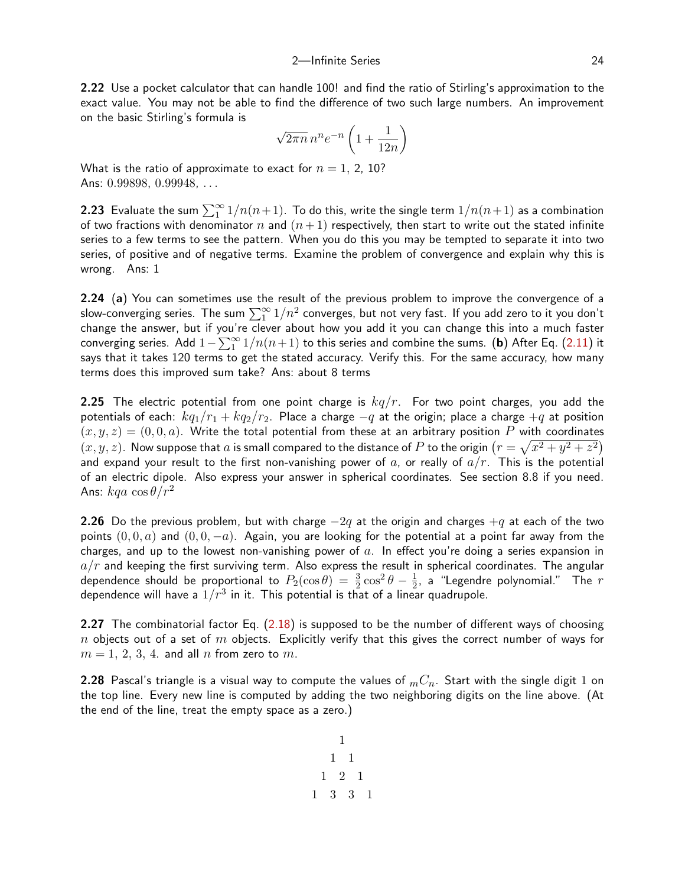**2.22** Use a pocket calculator that can handle 100! and find the ratio of Stirling's approximation to the exact value. You may not be able to find the difference of two such large numbers. An improvement on the basic Stirling's formula is

$$\sqrt{2\pi n}\, n^n e^{-n}\left(1+\frac{1}{12n}\right)$$

What is the ratio of approximate to exact for $n = 1,\ 2,\ 10$?
Ans: $0.99898,\ 0.99948,\ \ldots$

**2.23** Evaluate the sum $\sum_1^\infty 1/n(n+1)$. To do this, write the single term $1/n(n+1)$ as a combination of two fractions with denominator $n$ and $(n+1)$ respectively, then start to write out the stated infinite series to a few terms to see the pattern. When you do this you may be tempted to separate it into two series, of positive and of negative terms. Examine the problem of convergence and explain why this is wrong. Ans: 1

**2.24** (**a**) You can sometimes use the result of the previous problem to improve the convergence of a slow-converging series. The sum $\sum_1^\infty 1/n^2$ converges, but not very fast. If you add zero to it you don't change the answer, but if you're clever about how you add it you can change this into a much faster converging series. Add $1 - \sum_1^\infty 1/n(n+1)$ to this series and combine the sums. (**b**) After Eq. (2.11) it says that it takes 120 terms to get the stated accuracy. Verify this. For the same accuracy, how many terms does this improved sum take? Ans: about 8 terms

**2.25** The electric potential from one point charge is $kq/r$. For two point charges, you add the potentials of each: $kq_1/r_1 + kq_2/r_2$. Place a charge $-q$ at the origin; place a charge $+q$ at position $(x,y,z) = (0,0,a)$. Write the total potential from these at an arbitrary position $P$ with coordinates $(x,y,z)$. Now suppose that $a$ is small compared to the distance of $P$ to the origin $\left(r = \sqrt{x^2+y^2+z^2}\right)$ and expand your result to the first non-vanishing power of $a$, or really of $a/r$. This is the potential of an electric dipole. Also express your answer in spherical coordinates. See section 8.8 if you need.
Ans: $kqa\,\cos\theta/r^2$

**2.26** Do the previous problem, but with charge $-2q$ at the origin and charges $+q$ at each of the two points $(0,0,a)$ and $(0,0,-a)$. Again, you are looking for the potential at a point far away from the charges, and up to the lowest non-vanishing power of $a$. In effect you're doing a series expansion in $a/r$ and keeping the first surviving term. Also express the result in spherical coordinates. The angular dependence should be proportional to $P_2(\cos\theta) = \frac{3}{2}\cos^2\theta - \frac{1}{2}$, a "Legendre polynomial." The $r$ dependence will have a $1/r^3$ in it. This potential is that of a linear quadrupole.

**2.27** The combinatorial factor Eq. (2.18) is supposed to be the number of different ways of choosing $n$ objects out of a set of $m$ objects. Explicitly verify that this gives the correct number of ways for $m = 1,\ 2,\ 3,\ 4.$ and all $n$ from zero to $m$.

**2.28** Pascal's triangle is a visual way to compute the values of ${}_mC_n$. Start with the single digit 1 on the top line. Every new line is computed by adding the two neighboring digits on the line above. (At the end of the line, treat the empty space as a zero.)

$$\begin{array}{ccccccc} & & & 1 & & & \\ & & 1 & & 1 & & \\ & 1 & & 2 & & 1 & \\ 1 & & 3 & & 3 & & 1 \end{array}$$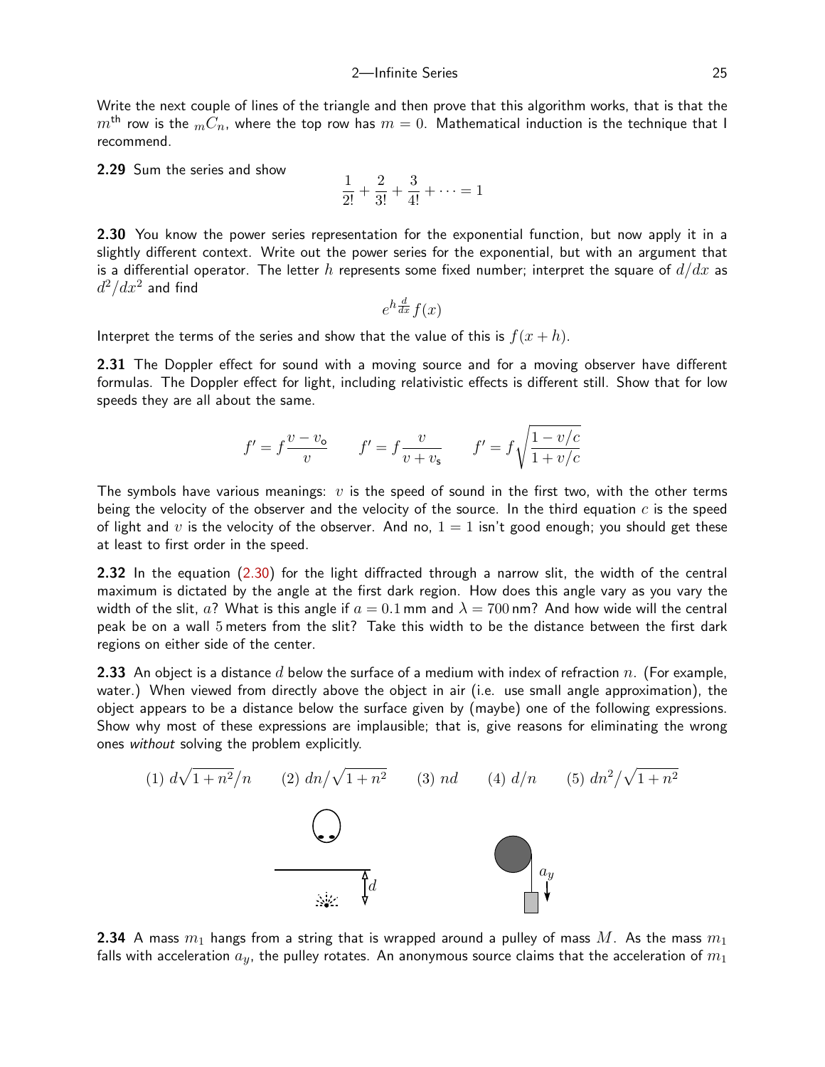Write the next couple of lines of the triangle and then prove that this algorithm works, that is that the $m^{\text{th}}$ row is the ${}_mC_n$, where the top row has $m = 0$. Mathematical induction is the technique that I recommend.

**2.29** Sum the series and show

$$\frac{1}{2!} + \frac{2}{3!} + \frac{3}{4!} + \cdots = 1$$

**2.30** You know the power series representation for the exponential function, but now apply it in a slightly different context. Write out the power series for the exponential, but with an argument that is a differential operator. The letter $h$ represents some fixed number; interpret the square of $d/dx$ as $d^2/dx^2$ and find

$$e^{h\frac{d}{dx}} f(x)$$

Interpret the terms of the series and show that the value of this is $f(x+h)$.

**2.31** The Doppler effect for sound with a moving source and for a moving observer have different formulas. The Doppler effect for light, including relativistic effects is different still. Show that for low speeds they are all about the same.

$$f' = f\frac{v - v_{\mathsf{o}}}{v} \qquad f' = f\frac{v}{v + v_{\mathsf{s}}} \qquad f' = f\sqrt{\frac{1 - v/c}{1 + v/c}}$$

The symbols have various meanings: $v$ is the speed of sound in the first two, with the other terms being the velocity of the observer and the velocity of the source. In the third equation $c$ is the speed of light and $v$ is the velocity of the observer. And no, $1 = 1$ isn't good enough; you should get these at least to first order in the speed.

**2.32** In the equation (2.30) for the light diffracted through a narrow slit, the width of the central maximum is dictated by the angle at the first dark region. How does this angle vary as you vary the width of the slit, $a$? What is this angle if $a = 0.1\,\text{mm}$ and $\lambda = 700\,\text{nm}$? And how wide will the central peak be on a wall 5 meters from the slit? Take this width to be the distance between the first dark regions on either side of the center.

**2.33** An object is a distance $d$ below the surface of a medium with index of refraction $n$. (For example, water.) When viewed from directly above the object in air (i.e. use small angle approximation), the object appears to be a distance below the surface given by (maybe) one of the following expressions. Show why most of these expressions are implausible; that is, give reasons for eliminating the wrong ones *without* solving the problem explicitly.

$$(1)\ d\sqrt{1+n^2}/n \qquad (2)\ dn/\sqrt{1+n^2} \qquad (3)\ nd \qquad (4)\ d/n \qquad (5)\ dn^2/\sqrt{1+n^2}$$

**2.34** A mass $m_1$ hangs from a string that is wrapped around a pulley of mass $M$. As the mass $m_1$ falls with acceleration $a_y$, the pulley rotates. An anonymous source claims that the acceleration of $m_1$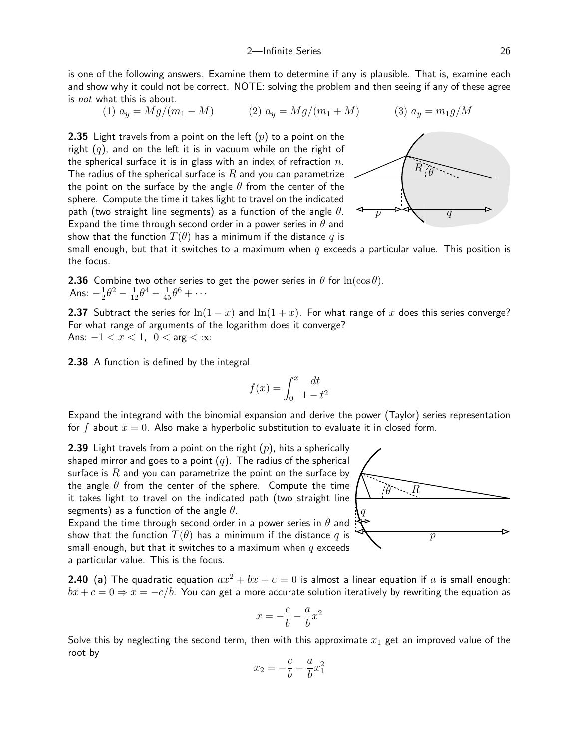is one of the following answers. Examine them to determine if any is plausible. That is, examine each and show why it could not be correct. NOTE: solving the problem and then seeing if any of these agree is *not* what this is about.

(1) $a_y = Mg/(m_1 - M)$ (2) $a_y = Mg/(m_1 + M)$ (3) $a_y = m_1 g/M$

**2.35** Light travels from a point on the left ($p$) to a point on the right ($q$), and on the left it is in vacuum while on the right of the spherical surface it is in glass with an index of refraction $n$. The radius of the spherical surface is $R$ and you can parametrize the point on the surface by the angle $\theta$ from the center of the sphere. Compute the time it takes light to travel on the indicated path (two straight line segments) as a function of the angle $\theta$. Expand the time through second order in a power series in $\theta$ and show that the function $T(\theta)$ has a minimum if the distance $q$ is small enough, but that it switches to a maximum when $q$ exceeds a particular value. This position is the focus.

**2.36** Combine two other series to get the power series in $\theta$ for $\ln(\cos\theta)$.
Ans: $-\frac{1}{2}\theta^2 - \frac{1}{12}\theta^4 - \frac{1}{45}\theta^6 + \cdots$

**2.37** Subtract the series for $\ln(1-x)$ and $\ln(1+x)$. For what range of $x$ does this series converge? For what range of arguments of the logarithm does it converge?
Ans: $-1 < x < 1$, $0 < \text{arg} < \infty$

**2.38** A function is defined by the integral

$$f(x) = \int_0^x \frac{dt}{1-t^2}$$

Expand the integrand with the binomial expansion and derive the power (Taylor) series representation for $f$ about $x = 0$. Also make a hyperbolic substitution to evaluate it in closed form.

**2.39** Light travels from a point on the right ($p$), hits a spherically shaped mirror and goes to a point ($q$). The radius of the spherical surface is $R$ and you can parametrize the point on the surface by the angle $\theta$ from the center of the sphere. Compute the time it takes light to travel on the indicated path (two straight line segments) as a function of the angle $\theta$.
Expand the time through second order in a power series in $\theta$ and show that the function $T(\theta)$ has a minimum if the distance $q$ is small enough, but that it switches to a maximum when $q$ exceeds a particular value. This is the focus.

**2.40** (**a**) The quadratic equation $ax^2 + bx + c = 0$ is almost a linear equation if $a$ is small enough: $bx + c = 0 \Rightarrow x = -c/b$. You can get a more accurate solution iteratively by rewriting the equation as

$$x = -\frac{c}{b} - \frac{a}{b}x^2$$

Solve this by neglecting the second term, then with this approximate $x_1$ get an improved value of the root by

$$x_2 = -\frac{c}{b} - \frac{a}{b}x_1^2$$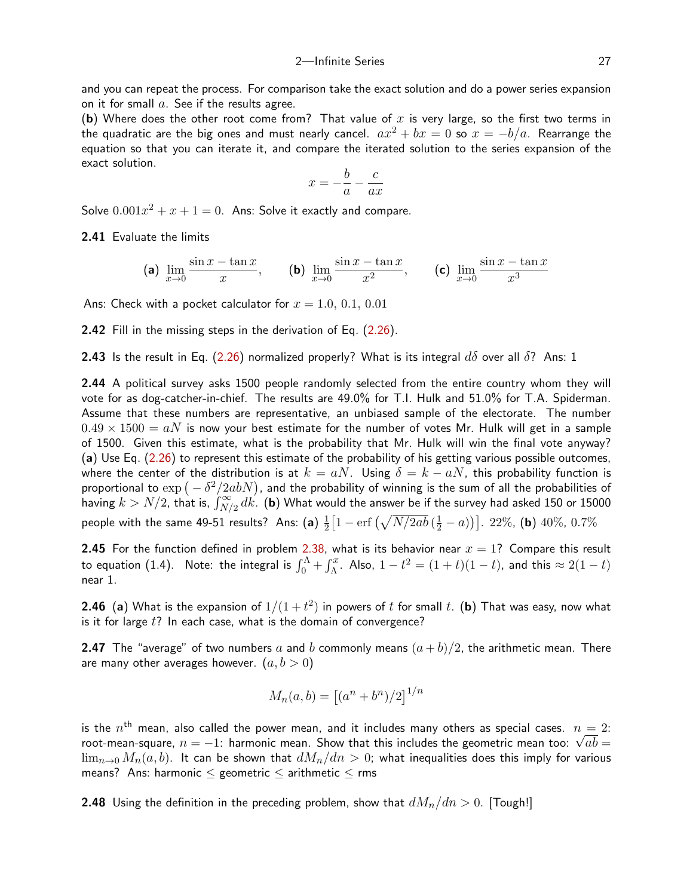and you can repeat the process. For comparison take the exact solution and do a power series expansion on it for small $a$. See if the results agree.

(**b**) Where does the other root come from? That value of $x$ is very large, so the first two terms in the quadratic are the big ones and must nearly cancel. $ax^2 + bx = 0$ so $x = -b/a$. Rearrange the equation so that you can iterate it, and compare the iterated solution to the series expansion of the exact solution.

$$x = -\frac{b}{a} - \frac{c}{ax}$$

Solve $0.001x^2 + x + 1 = 0$. Ans: Solve it exactly and compare.

**2.41** Evaluate the limits

$$(\mathbf{a})\ \lim_{x\to 0} \frac{\sin x - \tan x}{x}, \qquad (\mathbf{b})\ \lim_{x\to 0} \frac{\sin x - \tan x}{x^2}, \qquad (\mathbf{c})\ \lim_{x\to 0} \frac{\sin x - \tan x}{x^3}$$

Ans: Check with a pocket calculator for $x = 1.0,\ 0.1,\ 0.01$

**2.42** Fill in the missing steps in the derivation of Eq. (2.26).

**2.43** Is the result in Eq. (2.26) normalized properly? What is its integral $d\delta$ over all $\delta$? Ans: 1

**2.44** A political survey asks 1500 people randomly selected from the entire country whom they will vote for as dog-catcher-in-chief. The results are 49.0% for T.I. Hulk and 51.0% for T.A. Spiderman. Assume that these numbers are representative, an unbiased sample of the electorate. The number $0.49 \times 1500 = aN$ is now your best estimate for the number of votes Mr. Hulk will get in a sample of 1500. Given this estimate, what is the probability that Mr. Hulk will win the final vote anyway? (**a**) Use Eq. (2.26) to represent this estimate of the probability of his getting various possible outcomes, where the center of the distribution is at $k = aN$. Using $\delta = k - aN$, this probability function is proportional to $\exp\left(-\delta^2/2abN\right)$, and the probability of winning is the sum of all the probabilities of having $k > N/2$, that is, $\int_{N/2}^{\infty} dk$. (**b**) What would the answer be if the survey had asked 150 or 15000 people with the same 49-51 results? Ans: (**a**) $\frac{1}{2}\left[1 - \operatorname{erf}\left(\sqrt{N/2ab}\,\left(\frac{1}{2} - a\right)\right)\right]$. 22%, (**b**) 40%, 0.7%

**2.45** For the function defined in problem 2.38, what is its behavior near $x = 1$? Compare this result to equation (1.4). Note: the integral is $\int_0^{\Lambda} + \int_{\Lambda}^{x}$. Also, $1 - t^2 = (1+t)(1-t)$, and this $\approx 2(1-t)$ near 1.

**2.46** (**a**) What is the expansion of $1/(1+t^2)$ in powers of $t$ for small $t$. (**b**) That was easy, now what is it for large $t$? In each case, what is the domain of convergence?

**2.47** The "average" of two numbers $a$ and $b$ commonly means $(a+b)/2$, the arithmetic mean. There are many other averages however. $(a, b > 0)$

$$M_n(a,b) = \left[(a^n + b^n)/2\right]^{1/n}$$

is the $n^{\text{th}}$ mean, also called the power mean, and it includes many others as special cases. $n = 2$: root-mean-square, $n = -1$: harmonic mean. Show that this includes the geometric mean too: $\sqrt{ab} = \lim_{n\to 0} M_n(a,b)$. It can be shown that $dM_n/dn > 0$; what inequalities does this imply for various means? Ans: harmonic $\leq$ geometric $\leq$ arithmetic $\leq$ rms

**2.48** Using the definition in the preceding problem, show that $dM_n/dn > 0$. [Tough!]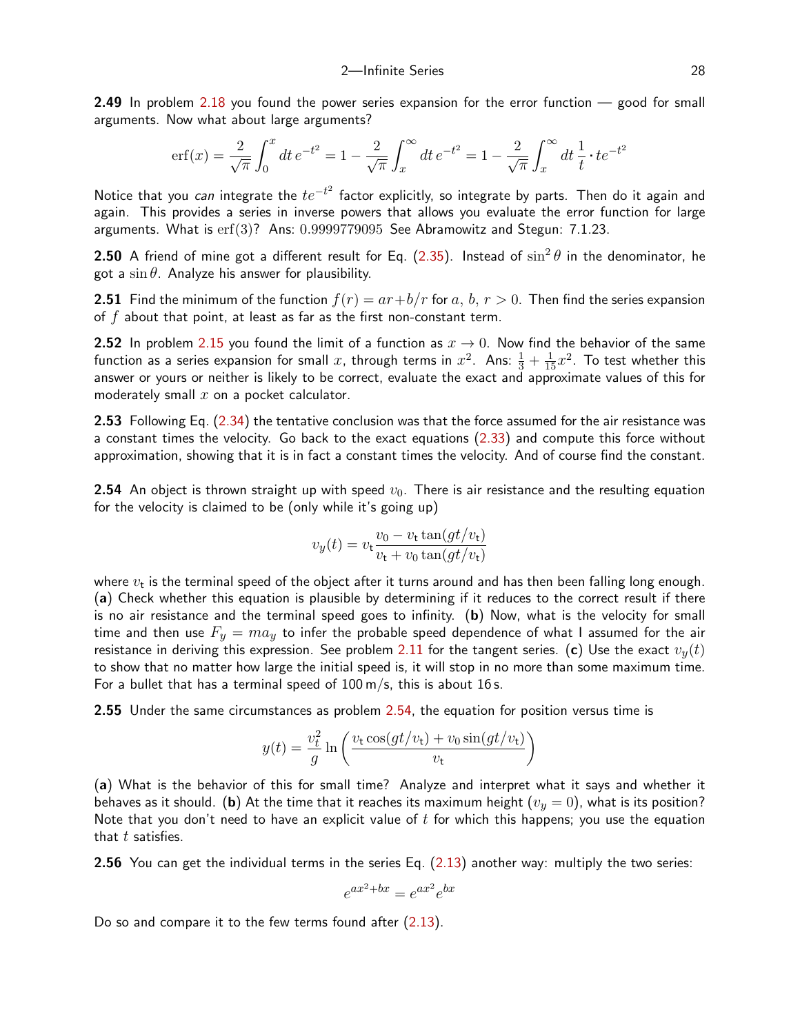**2.49** In problem 2.18 you found the power series expansion for the error function — good for small arguments. Now what about large arguments?

$$\operatorname{erf}(x) = \frac{2}{\sqrt{\pi}}\int_0^x dt\, e^{-t^2} = 1 - \frac{2}{\sqrt{\pi}}\int_x^\infty dt\, e^{-t^2} = 1 - \frac{2}{\sqrt{\pi}}\int_x^\infty dt\, \frac{1}{t}\cdot te^{-t^2}$$

Notice that you *can* integrate the $te^{-t^2}$ factor explicitly, so integrate by parts. Then do it again and again. This provides a series in inverse powers that allows you evaluate the error function for large arguments. What is $\operatorname{erf}(3)$? Ans: $0.9999779095$ See Abramowitz and Stegun: 7.1.23.

**2.50** A friend of mine got a different result for Eq. (2.35). Instead of $\sin^2\theta$ in the denominator, he got a $\sin\theta$. Analyze his answer for plausibility.

**2.51** Find the minimum of the function $f(r) = ar + b/r$ for $a,\, b,\, r > 0$. Then find the series expansion of $f$ about that point, at least as far as the first non-constant term.

**2.52** In problem 2.15 you found the limit of a function as $x \to 0$. Now find the behavior of the same function as a series expansion for small $x$, through terms in $x^2$. Ans: $\frac{1}{3} + \frac{1}{15}x^2$. To test whether this answer or yours or neither is likely to be correct, evaluate the exact and approximate values of this for moderately small $x$ on a pocket calculator.

**2.53** Following Eq. (2.34) the tentative conclusion was that the force assumed for the air resistance was a constant times the velocity. Go back to the exact equations (2.33) and compute this force without approximation, showing that it is in fact a constant times the velocity. And of course find the constant.

**2.54** An object is thrown straight up with speed $v_0$. There is air resistance and the resulting equation for the velocity is claimed to be (only while it's going up)

$$v_y(t) = v_\text{t}\frac{v_0 - v_\text{t}\tan(gt/v_\text{t})}{v_\text{t} + v_0\tan(gt/v_\text{t})}$$

where $v_\text{t}$ is the terminal speed of the object after it turns around and has then been falling long enough. (**a**) Check whether this equation is plausible by determining if it reduces to the correct result if there is no air resistance and the terminal speed goes to infinity. (**b**) Now, what is the velocity for small time and then use $F_y = ma_y$ to infer the probable speed dependence of what I assumed for the air resistance in deriving this expression. See problem 2.11 for the tangent series. (**c**) Use the exact $v_y(t)$ to show that no matter how large the initial speed is, it will stop in no more than some maximum time. For a bullet that has a terminal speed of 100 m/s, this is about 16 s.

**2.55** Under the same circumstances as problem 2.54, the equation for position versus time is

$$y(t) = \frac{v_t^2}{g}\ln\left(\frac{v_\text{t}\cos(gt/v_\text{t}) + v_0\sin(gt/v_\text{t})}{v_\text{t}}\right)$$

(**a**) What is the behavior of this for small time? Analyze and interpret what it says and whether it behaves as it should. (**b**) At the time that it reaches its maximum height ($v_y = 0$), what is its position? Note that you don't need to have an explicit value of $t$ for which this happens; you use the equation that $t$ satisfies.

**2.56** You can get the individual terms in the series Eq. (2.13) another way: multiply the two series:

$$e^{ax^2+bx} = e^{ax^2}e^{bx}$$

Do so and compare it to the few terms found after (2.13).